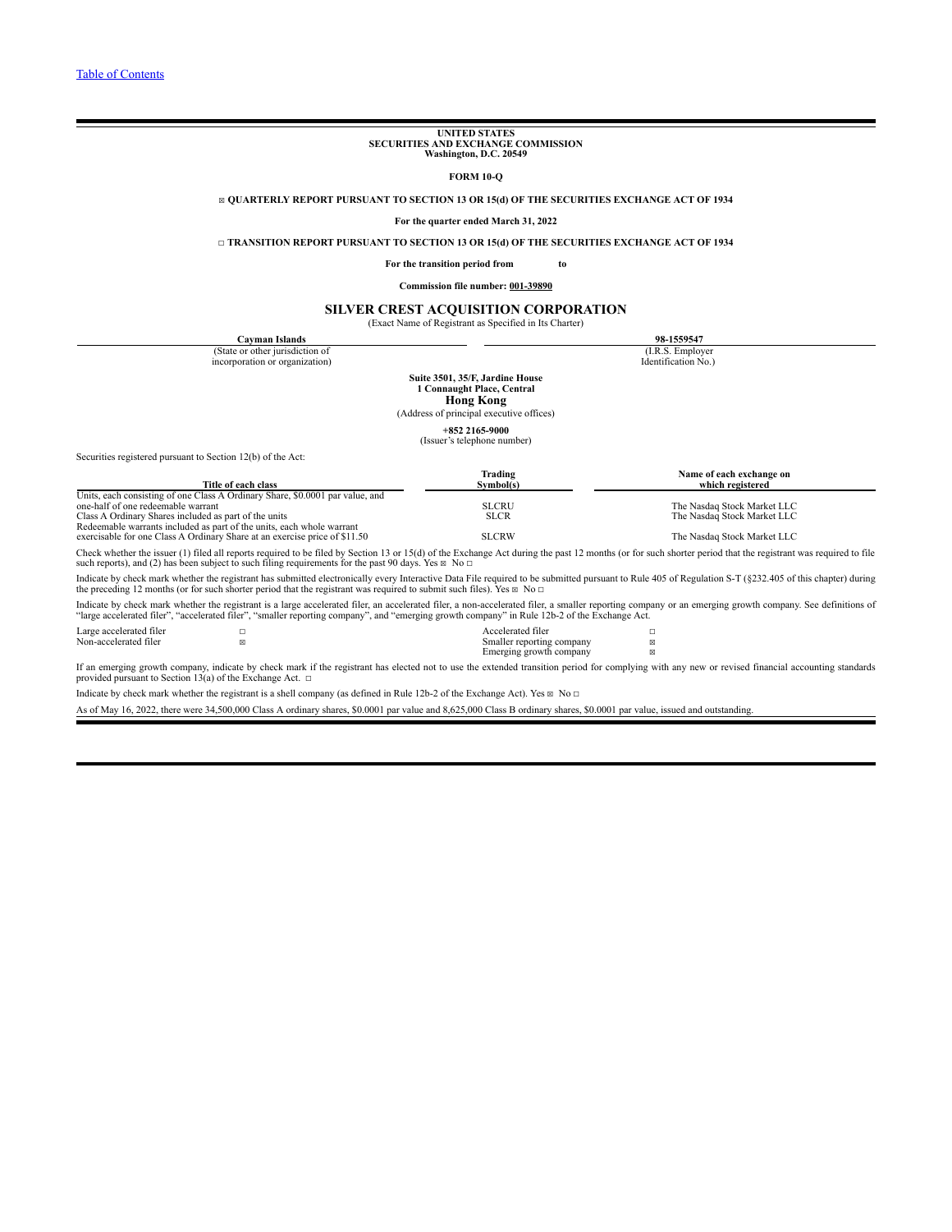Table of Contents

**UNITED STATES**
**SECURITIES AND EXCHANGE COMMISSION**
**Washington, D.C. 20549**

**FORM 10-Q**

☒ **QUARTERLY REPORT PURSUANT TO SECTION 13 OR 15(d) OF THE SECURITIES EXCHANGE ACT OF 1934**

**For the quarter ended March 31, 2022**

☐ **TRANSITION REPORT PURSUANT TO SECTION 13 OR 15(d) OF THE SECURITIES EXCHANGE ACT OF 1934**

**For the transition period from to**

**Commission file number: 001-39890**

# SILVER CREST ACQUISITION CORPORATION

(Exact Name of Registrant as Specified in Its Charter)

| **Cayman Islands** | **98-1559547** |
|---|---|
| (State or other jurisdiction of incorporation or organization) | (I.R.S. Employer Identification No.) |

**Suite 3501, 35/F, Jardine House**
**1 Connaught Place, Central**
**Hong Kong**
(Address of principal executive offices)

**+852 2165-9000**
(Issuer's telephone number)

Securities registered pursuant to Section 12(b) of the Act:

| Title of each class | Trading Symbol(s) | Name of each exchange on which registered |
|---|---|---|
| Units, each consisting of one Class A Ordinary Share, $0.0001 par value, and one-half of one redeemable warrant | SLCRU | The Nasdaq Stock Market LLC |
| Class A Ordinary Shares included as part of the units | SLCR | The Nasdaq Stock Market LLC |
| Redeemable warrants included as part of the units, each whole warrant exercisable for one Class A Ordinary Share at an exercise price of $11.50 | SLCRW | The Nasdaq Stock Market LLC |

Check whether the issuer (1) filed all reports required to be filed by Section 13 or 15(d) of the Exchange Act during the past 12 months (or for such shorter period that the registrant was required to file such reports), and (2) has been subject to such filing requirements for the past 90 days. Yes ☒ No ☐

Indicate by check mark whether the registrant has submitted electronically every Interactive Data File required to be submitted pursuant to Rule 405 of Regulation S-T (§232.405 of this chapter) during the preceding 12 months (or for such shorter period that the registrant was required to submit such files). Yes ☒ No ☐

Indicate by check mark whether the registrant is a large accelerated filer, an accelerated filer, a non-accelerated filer, a smaller reporting company or an emerging growth company. See definitions of "large accelerated filer", "accelerated filer", "smaller reporting company", and "emerging growth company" in Rule 12b-2 of the Exchange Act.

| | | | |
|---|---|---|---|
| Large accelerated filer | ☐ | Accelerated filer | ☐ |
| Non-accelerated filer | ☒ | Smaller reporting company | ☒ |
| | | Emerging growth company | ☒ |

If an emerging growth company, indicate by check mark if the registrant has elected not to use the extended transition period for complying with any new or revised financial accounting standards provided pursuant to Section 13(a) of the Exchange Act. ☐

Indicate by check mark whether the registrant is a shell company (as defined in Rule 12b-2 of the Exchange Act). Yes ☒ No ☐

As of May 16, 2022, there were 34,500,000 Class A ordinary shares, $0.0001 par value and 8,625,000 Class B ordinary shares, $0.0001 par value, issued and outstanding.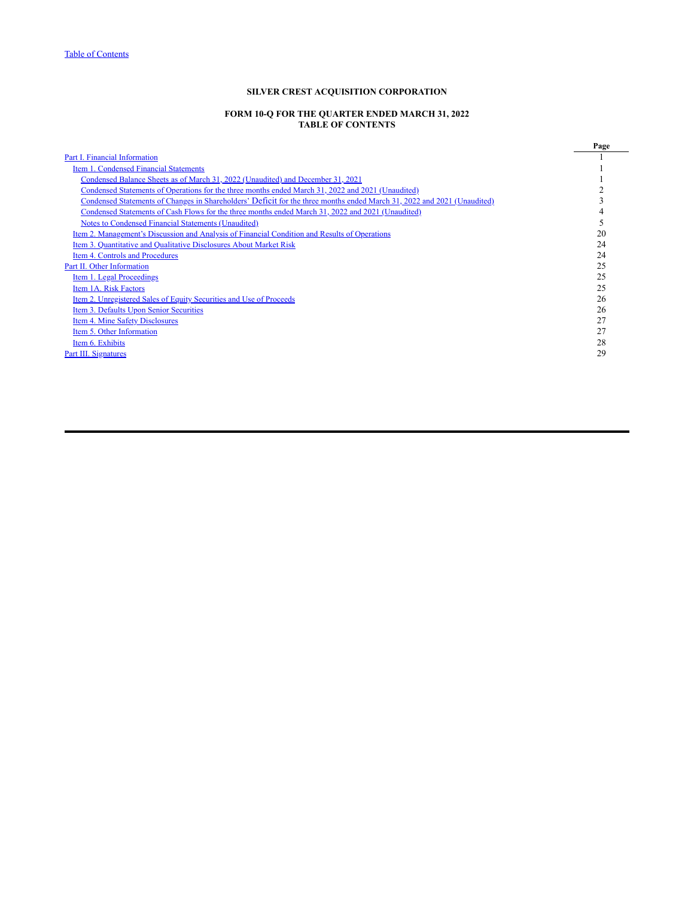Table of Contents

**SILVER CREST ACQUISITION CORPORATION**

**FORM 10-Q FOR THE QUARTER ENDED MARCH 31, 2022**
**TABLE OF CONTENTS**

| | Page |
|---|---|
| Part I. Financial Information | 1 |
| Item 1. Condensed Financial Statements | 1 |
| Condensed Balance Sheets as of March 31, 2022 (Unaudited) and December 31, 2021 | 1 |
| Condensed Statements of Operations for the three months ended March 31, 2022 and 2021 (Unaudited) | 2 |
| Condensed Statements of Changes in Shareholders' Deficit for the three months ended March 31, 2022 and 2021 (Unaudited) | 3 |
| Condensed Statements of Cash Flows for the three months ended March 31, 2022 and 2021 (Unaudited) | 4 |
| Notes to Condensed Financial Statements (Unaudited) | 5 |
| Item 2. Management's Discussion and Analysis of Financial Condition and Results of Operations | 20 |
| Item 3. Quantitative and Qualitative Disclosures About Market Risk | 24 |
| Item 4. Controls and Procedures | 24 |
| Part II. Other Information | 25 |
| Item 1. Legal Proceedings | 25 |
| Item 1A. Risk Factors | 25 |
| Item 2. Unregistered Sales of Equity Securities and Use of Proceeds | 26 |
| Item 3. Defaults Upon Senior Securities | 26 |
| Item 4. Mine Safety Disclosures | 27 |
| Item 5. Other Information | 27 |
| Item 6. Exhibits | 28 |
| Part III. Signatures | 29 |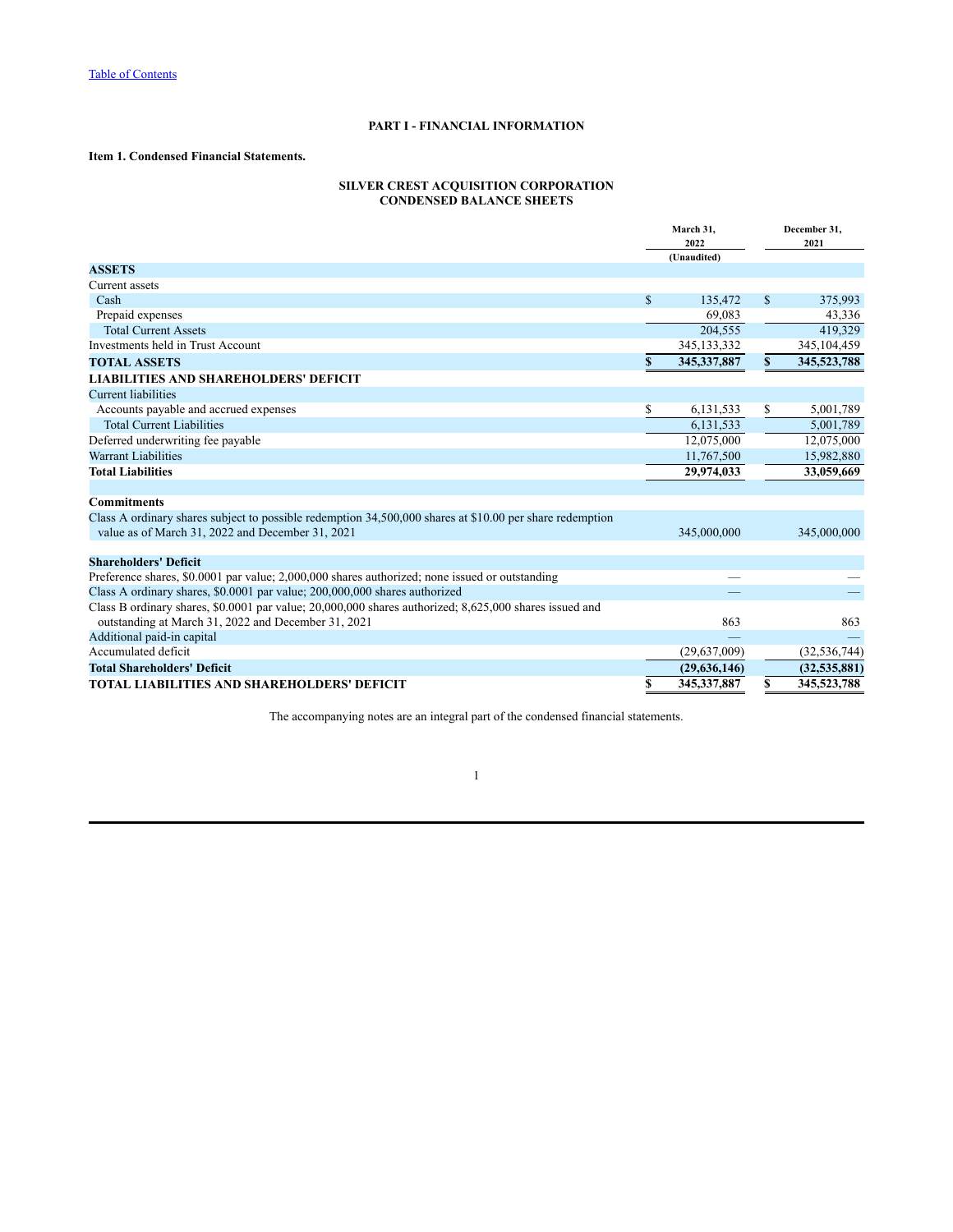[Table of Contents](#)

# PART I - FINANCIAL INFORMATION

## Item 1. Condensed Financial Statements.

### SILVER CREST ACQUISITION CORPORATION
### CONDENSED BALANCE SHEETS

| | March 31, 2022 (Unaudited) | December 31, 2021 |
|---|---|---|
| **ASSETS** | | |
| Current assets | | |
| Cash | $ 135,472 | $ 375,993 |
| Prepaid expenses | 69,083 | 43,336 |
| Total Current Assets | 204,555 | 419,329 |
| Investments held in Trust Account | 345,133,332 | 345,104,459 |
| **TOTAL ASSETS** | **$ 345,337,887** | **$ 345,523,788** |
| **LIABILITIES AND SHAREHOLDERS' DEFICIT** | | |
| Current liabilities | | |
| Accounts payable and accrued expenses | $ 6,131,533 | $ 5,001,789 |
| Total Current Liabilities | 6,131,533 | 5,001,789 |
| Deferred underwriting fee payable | 12,075,000 | 12,075,000 |
| Warrant Liabilities | 11,767,500 | 15,982,880 |
| **Total Liabilities** | **29,974,033** | **33,059,669** |
| | | |
| **Commitments** | | |
| Class A ordinary shares subject to possible redemption 34,500,000 shares at $10.00 per share redemption value as of March 31, 2022 and December 31, 2021 | 345,000,000 | 345,000,000 |
| | | |
| **Shareholders' Deficit** | | |
| Preference shares, $0.0001 par value; 2,000,000 shares authorized; none issued or outstanding | — | — |
| Class A ordinary shares, $0.0001 par value; 200,000,000 shares authorized | — | — |
| Class B ordinary shares, $0.0001 par value; 20,000,000 shares authorized; 8,625,000 shares issued and outstanding at March 31, 2022 and December 31, 2021 | 863 | 863 |
| Additional paid-in capital | — | — |
| Accumulated deficit | (29,637,009) | (32,536,744) |
| **Total Shareholders' Deficit** | **(29,636,146)** | **(32,535,881)** |
| **TOTAL LIABILITIES AND SHAREHOLDERS' DEFICIT** | **$ 345,337,887** | **$ 345,523,788** |

The accompanying notes are an integral part of the condensed financial statements.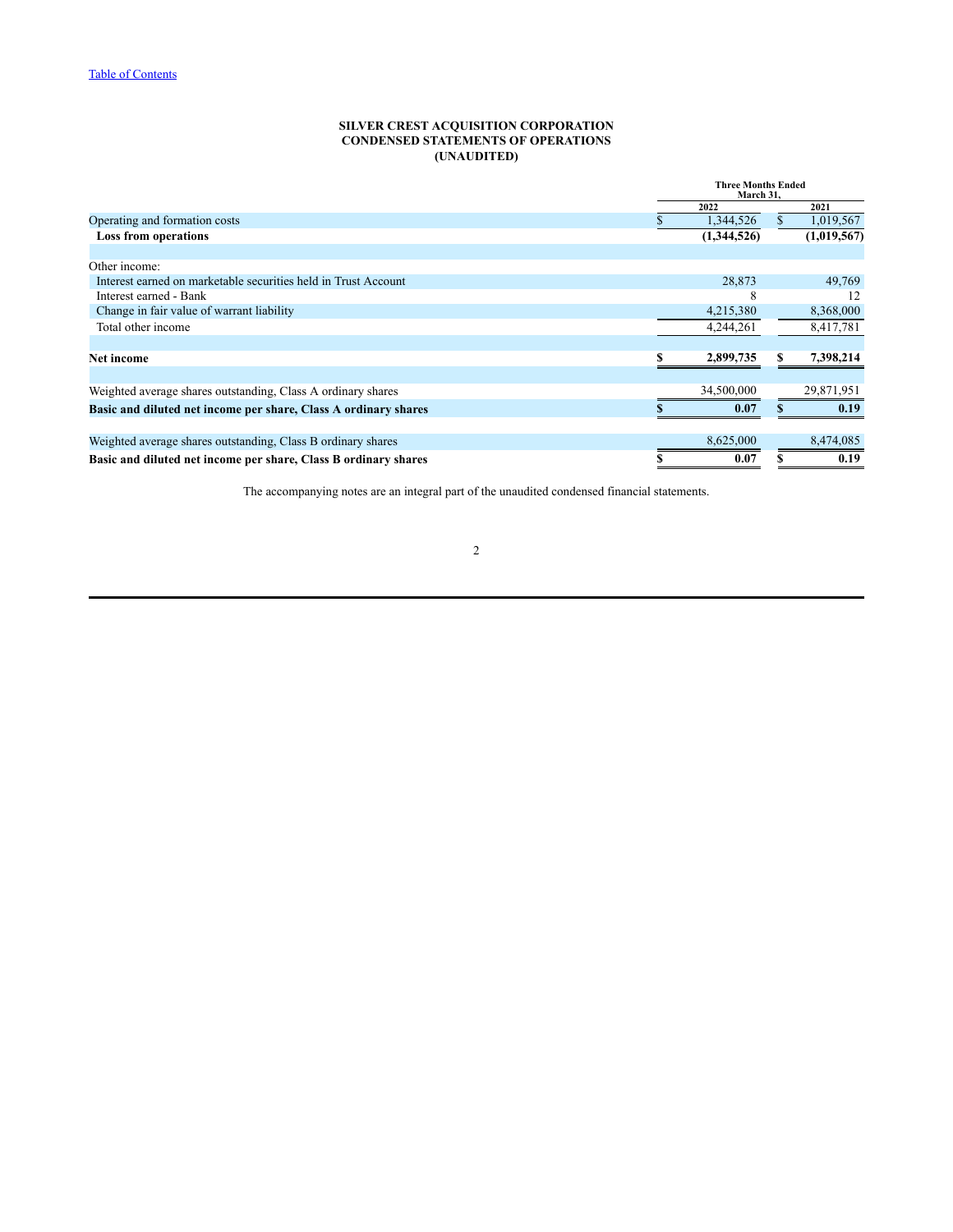**SILVER CREST ACQUISITION CORPORATION**
**CONDENSED STATEMENTS OF OPERATIONS**
**(UNAUDITED)**

| | Three Months Ended March 31, | |
|---|---|---|
| | 2022 | 2021 |
| Operating and formation costs | $ 1,344,526 | $ 1,019,567 |
| **Loss from operations** | **(1,344,526)** | **(1,019,567)** |
| | | |
| Other income: | | |
| Interest earned on marketable securities held in Trust Account | 28,873 | 49,769 |
| Interest earned - Bank | 8 | 12 |
| Change in fair value of warrant liability | 4,215,380 | 8,368,000 |
| Total other income | 4,244,261 | 8,417,781 |
| | | |
| **Net income** | **$ 2,899,735** | **$ 7,398,214** |
| | | |
| Weighted average shares outstanding, Class A ordinary shares | 34,500,000 | 29,871,951 |
| **Basic and diluted net income per share, Class A ordinary shares** | **$ 0.07** | **$ 0.19** |
| | | |
| Weighted average shares outstanding, Class B ordinary shares | 8,625,000 | 8,474,085 |
| **Basic and diluted net income per share, Class B ordinary shares** | **$ 0.07** | **$ 0.19** |

The accompanying notes are an integral part of the unaudited condensed financial statements.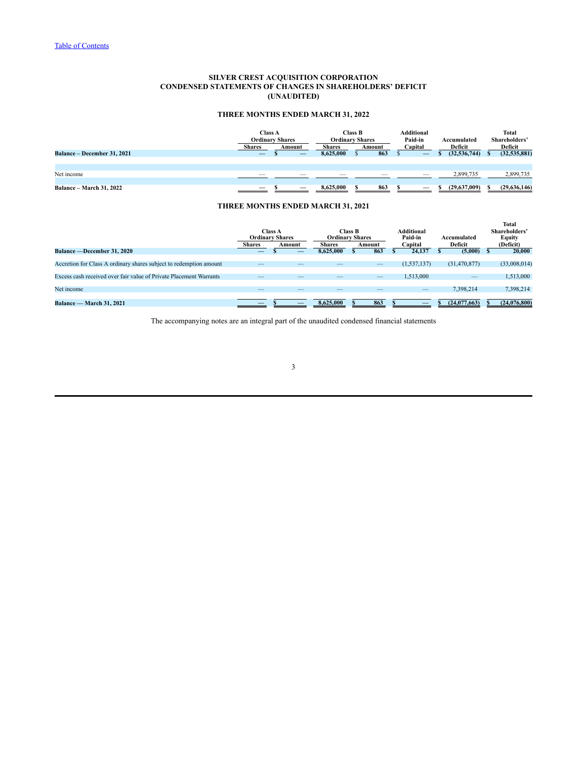# SILVER CREST ACQUISITION CORPORATION
## CONDENSED STATEMENTS OF CHANGES IN SHAREHOLDERS' DEFICIT
## (UNAUDITED)

### THREE MONTHS ENDED MARCH 31, 2022

| | Class A Ordinary Shares | | Class B Ordinary Shares | | Additional Paid-in Capital | Accumulated Deficit | Total Shareholders' Deficit |
|---|---|---|---|---|---|---|---|
| | Shares | Amount | Shares | Amount | | | |
| **Balance – December 31, 2021** | — | $ — | 8,625,000 | $ 863 | $ — | $ (32,536,744) | $ (32,535,881) |
| Net income | — | — | — | — | — | 2,899,735 | 2,899,735 |
| **Balance – March 31, 2022** | — | $ — | 8,625,000 | $ 863 | $ — | $ (29,637,009) | $ (29,636,146) |

### THREE MONTHS ENDED MARCH 31, 2021

| | Class A Ordinary Shares | | Class B Ordinary Shares | | Additional Paid-in Capital | Accumulated Deficit | Total Shareholders' Equity (Deficit) |
|---|---|---|---|---|---|---|---|
| | Shares | Amount | Shares | Amount | | | |
| **Balance —December 31, 2020** | — | $ — | 8,625,000 | $ 863 | $ 24,137 | $ (5,000) | $ 20,000 |
| Accretion for Class A ordinary shares subject to redemption amount | — | — | — | — | (1,537,137) | (31,470,877) | (33,008,014) |
| Excess cash received over fair value of Private Placement Warrants | — | — | — | — | 1,513,000 | — | 1,513,000 |
| Net income | — | — | — | — | — | 7,398,214 | 7,398,214 |
| **Balance — March 31, 2021** | — | $ — | 8,625,000 | $ 863 | $ — | $ (24,077,663) | $ (24,076,800) |

The accompanying notes are an integral part of the unaudited condensed financial statements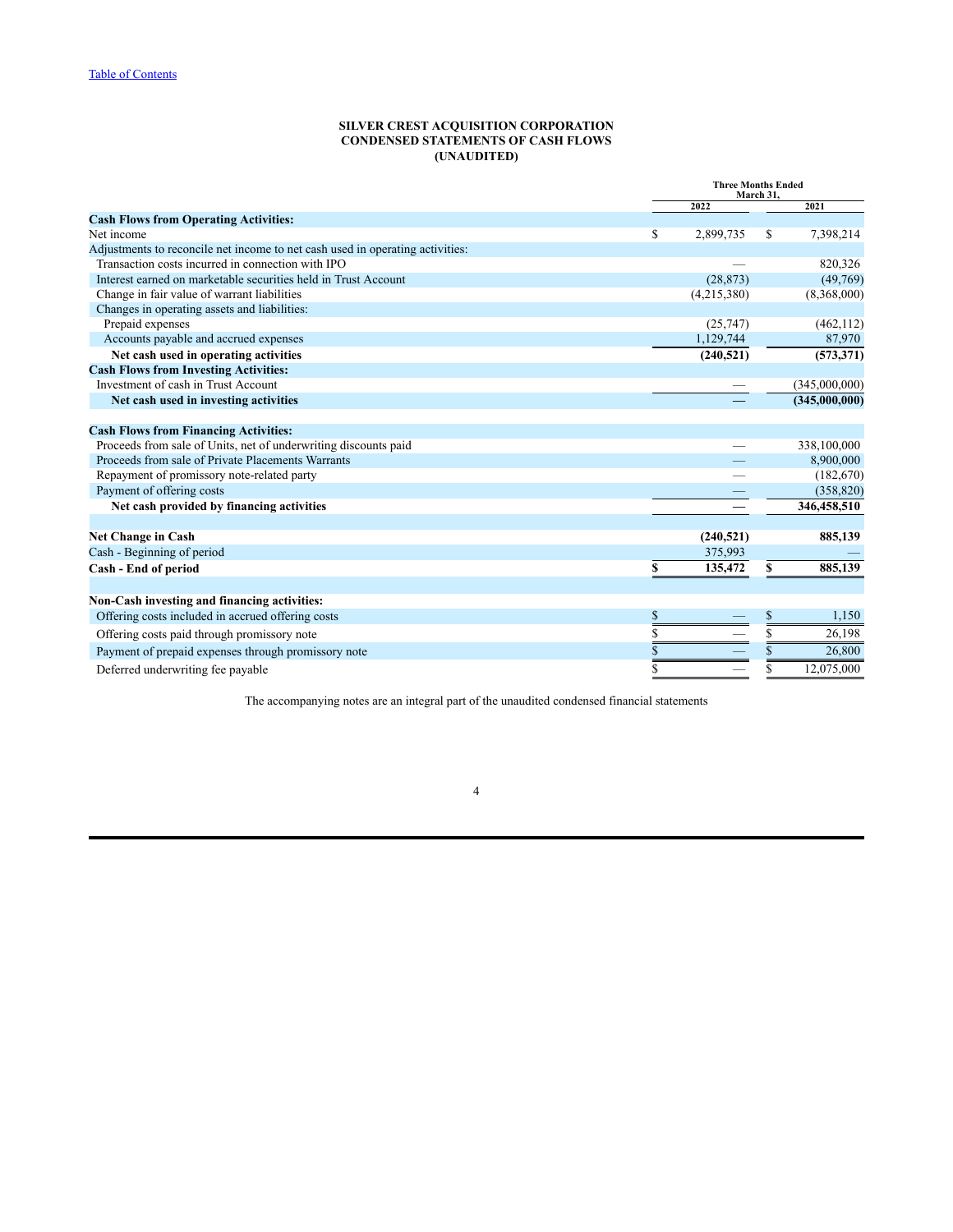# SILVER CREST ACQUISITION CORPORATION
## CONDENSED STATEMENTS OF CASH FLOWS
## (UNAUDITED)

| | Three Months Ended March 31, | |
|---|---|---|
| | 2022 | 2021 |
| **Cash Flows from Operating Activities:** | | |
| Net income | $ 2,899,735 | $ 7,398,214 |
| Adjustments to reconcile net income to net cash used in operating activities: | | |
| Transaction costs incurred in connection with IPO | — | 820,326 |
| Interest earned on marketable securities held in Trust Account | (28,873) | (49,769) |
| Change in fair value of warrant liabilities | (4,215,380) | (8,368,000) |
| Changes in operating assets and liabilities: | | |
| Prepaid expenses | (25,747) | (462,112) |
| Accounts payable and accrued expenses | 1,129,744 | 87,970 |
| **Net cash used in operating activities** | **(240,521)** | **(573,371)** |
| **Cash Flows from Investing Activities:** | | |
| Investment of cash in Trust Account | — | (345,000,000) |
| **Net cash used in investing activities** | **—** | **(345,000,000)** |
| **Cash Flows from Financing Activities:** | | |
| Proceeds from sale of Units, net of underwriting discounts paid | — | 338,100,000 |
| Proceeds from sale of Private Placements Warrants | — | 8,900,000 |
| Repayment of promissory note-related party | — | (182,670) |
| Payment of offering costs | — | (358,820) |
| **Net cash provided by financing activities** | **—** | **346,458,510** |
| **Net Change in Cash** | **(240,521)** | **885,139** |
| Cash - Beginning of period | 375,993 | — |
| **Cash - End of period** | **$ 135,472** | **$ 885,139** |
| **Non-Cash investing and financing activities:** | | |
| Offering costs included in accrued offering costs | $ — | $ 1,150 |
| Offering costs paid through promissory note | $ — | $ 26,198 |
| Payment of prepaid expenses through promissory note | $ — | $ 26,800 |
| Deferred underwriting fee payable | $ — | $ 12,075,000 |

The accompanying notes are an integral part of the unaudited condensed financial statements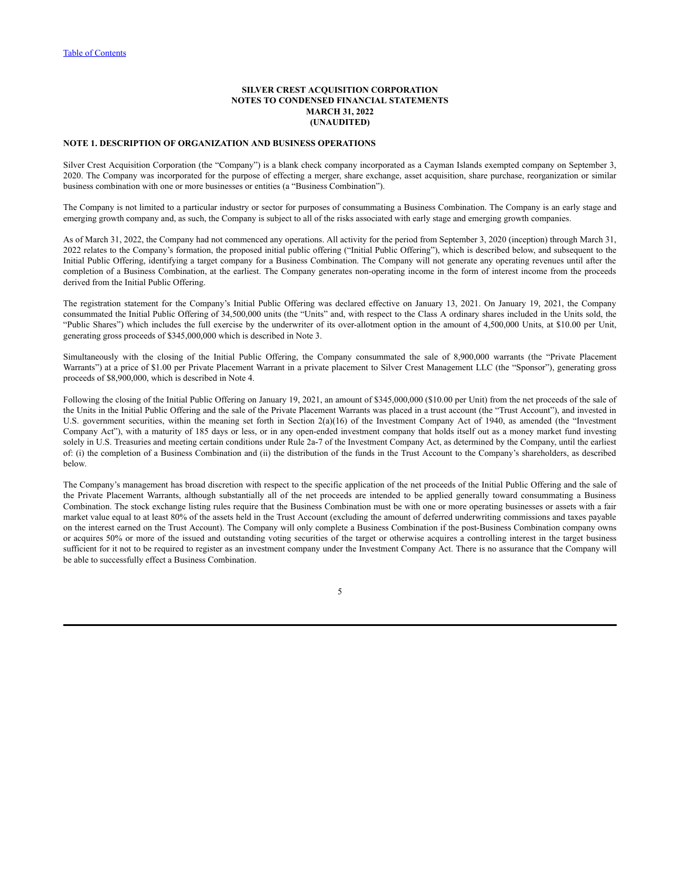**SILVER CREST ACQUISITION CORPORATION**
**NOTES TO CONDENSED FINANCIAL STATEMENTS**
**MARCH 31, 2022**
**(UNAUDITED)**

**NOTE 1. DESCRIPTION OF ORGANIZATION AND BUSINESS OPERATIONS**

Silver Crest Acquisition Corporation (the "Company") is a blank check company incorporated as a Cayman Islands exempted company on September 3, 2020. The Company was incorporated for the purpose of effecting a merger, share exchange, asset acquisition, share purchase, reorganization or similar business combination with one or more businesses or entities (a "Business Combination").

The Company is not limited to a particular industry or sector for purposes of consummating a Business Combination. The Company is an early stage and emerging growth company and, as such, the Company is subject to all of the risks associated with early stage and emerging growth companies.

As of March 31, 2022, the Company had not commenced any operations. All activity for the period from September 3, 2020 (inception) through March 31, 2022 relates to the Company's formation, the proposed initial public offering ("Initial Public Offering"), which is described below, and subsequent to the Initial Public Offering, identifying a target company for a Business Combination. The Company will not generate any operating revenues until after the completion of a Business Combination, at the earliest. The Company generates non-operating income in the form of interest income from the proceeds derived from the Initial Public Offering.

The registration statement for the Company's Initial Public Offering was declared effective on January 13, 2021. On January 19, 2021, the Company consummated the Initial Public Offering of 34,500,000 units (the "Units" and, with respect to the Class A ordinary shares included in the Units sold, the "Public Shares") which includes the full exercise by the underwriter of its over-allotment option in the amount of 4,500,000 Units, at $10.00 per Unit, generating gross proceeds of $345,000,000 which is described in Note 3.

Simultaneously with the closing of the Initial Public Offering, the Company consummated the sale of 8,900,000 warrants (the "Private Placement Warrants") at a price of $1.00 per Private Placement Warrant in a private placement to Silver Crest Management LLC (the "Sponsor"), generating gross proceeds of $8,900,000, which is described in Note 4.

Following the closing of the Initial Public Offering on January 19, 2021, an amount of $345,000,000 ($10.00 per Unit) from the net proceeds of the sale of the Units in the Initial Public Offering and the sale of the Private Placement Warrants was placed in a trust account (the "Trust Account"), and invested in U.S. government securities, within the meaning set forth in Section 2(a)(16) of the Investment Company Act of 1940, as amended (the "Investment Company Act"), with a maturity of 185 days or less, or in any open-ended investment company that holds itself out as a money market fund investing solely in U.S. Treasuries and meeting certain conditions under Rule 2a-7 of the Investment Company Act, as determined by the Company, until the earliest of: (i) the completion of a Business Combination and (ii) the distribution of the funds in the Trust Account to the Company's shareholders, as described below.

The Company's management has broad discretion with respect to the specific application of the net proceeds of the Initial Public Offering and the sale of the Private Placement Warrants, although substantially all of the net proceeds are intended to be applied generally toward consummating a Business Combination. The stock exchange listing rules require that the Business Combination must be with one or more operating businesses or assets with a fair market value equal to at least 80% of the assets held in the Trust Account (excluding the amount of deferred underwriting commissions and taxes payable on the interest earned on the Trust Account). The Company will only complete a Business Combination if the post-Business Combination company owns or acquires 50% or more of the issued and outstanding voting securities of the target or otherwise acquires a controlling interest in the target business sufficient for it not to be required to register as an investment company under the Investment Company Act. There is no assurance that the Company will be able to successfully effect a Business Combination.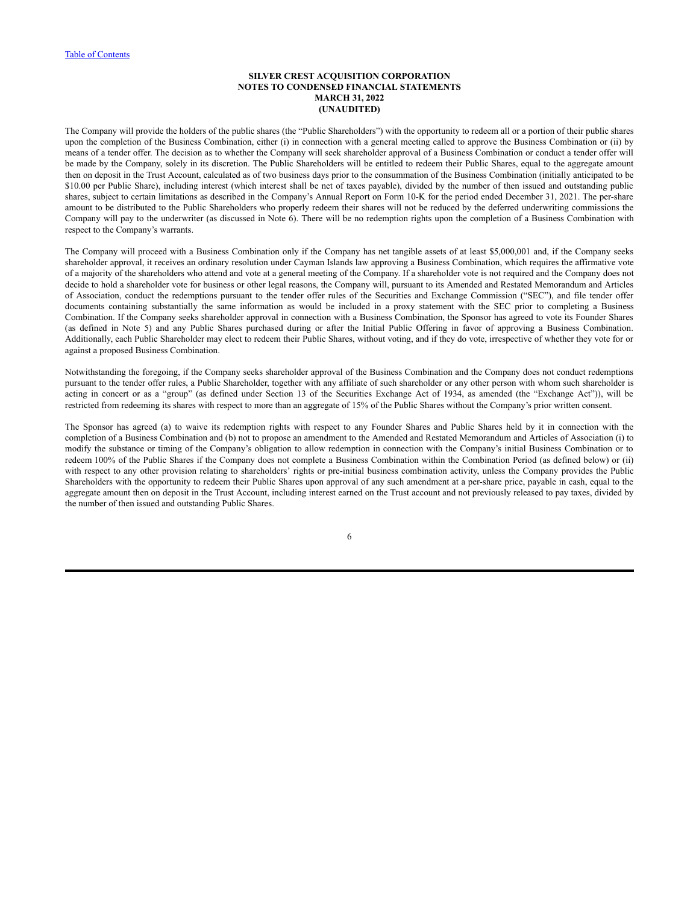**SILVER CREST ACQUISITION CORPORATION**
**NOTES TO CONDENSED FINANCIAL STATEMENTS**
**MARCH 31, 2022**
**(UNAUDITED)**

The Company will provide the holders of the public shares (the "Public Shareholders") with the opportunity to redeem all or a portion of their public shares upon the completion of the Business Combination, either (i) in connection with a general meeting called to approve the Business Combination or (ii) by means of a tender offer. The decision as to whether the Company will seek shareholder approval of a Business Combination or conduct a tender offer will be made by the Company, solely in its discretion. The Public Shareholders will be entitled to redeem their Public Shares, equal to the aggregate amount then on deposit in the Trust Account, calculated as of two business days prior to the consummation of the Business Combination (initially anticipated to be $10.00 per Public Share), including interest (which interest shall be net of taxes payable), divided by the number of then issued and outstanding public shares, subject to certain limitations as described in the Company's Annual Report on Form 10-K for the period ended December 31, 2021. The per-share amount to be distributed to the Public Shareholders who properly redeem their shares will not be reduced by the deferred underwriting commissions the Company will pay to the underwriter (as discussed in Note 6). There will be no redemption rights upon the completion of a Business Combination with respect to the Company's warrants.

The Company will proceed with a Business Combination only if the Company has net tangible assets of at least $5,000,001 and, if the Company seeks shareholder approval, it receives an ordinary resolution under Cayman Islands law approving a Business Combination, which requires the affirmative vote of a majority of the shareholders who attend and vote at a general meeting of the Company. If a shareholder vote is not required and the Company does not decide to hold a shareholder vote for business or other legal reasons, the Company will, pursuant to its Amended and Restated Memorandum and Articles of Association, conduct the redemptions pursuant to the tender offer rules of the Securities and Exchange Commission ("SEC"), and file tender offer documents containing substantially the same information as would be included in a proxy statement with the SEC prior to completing a Business Combination. If the Company seeks shareholder approval in connection with a Business Combination, the Sponsor has agreed to vote its Founder Shares (as defined in Note 5) and any Public Shares purchased during or after the Initial Public Offering in favor of approving a Business Combination. Additionally, each Public Shareholder may elect to redeem their Public Shares, without voting, and if they do vote, irrespective of whether they vote for or against a proposed Business Combination.

Notwithstanding the foregoing, if the Company seeks shareholder approval of the Business Combination and the Company does not conduct redemptions pursuant to the tender offer rules, a Public Shareholder, together with any affiliate of such shareholder or any other person with whom such shareholder is acting in concert or as a "group" (as defined under Section 13 of the Securities Exchange Act of 1934, as amended (the "Exchange Act")), will be restricted from redeeming its shares with respect to more than an aggregate of 15% of the Public Shares without the Company's prior written consent.

The Sponsor has agreed (a) to waive its redemption rights with respect to any Founder Shares and Public Shares held by it in connection with the completion of a Business Combination and (b) not to propose an amendment to the Amended and Restated Memorandum and Articles of Association (i) to modify the substance or timing of the Company's obligation to allow redemption in connection with the Company's initial Business Combination or to redeem 100% of the Public Shares if the Company does not complete a Business Combination within the Combination Period (as defined below) or (ii) with respect to any other provision relating to shareholders' rights or pre-initial business combination activity, unless the Company provides the Public Shareholders with the opportunity to redeem their Public Shares upon approval of any such amendment at a per-share price, payable in cash, equal to the aggregate amount then on deposit in the Trust Account, including interest earned on the Trust account and not previously released to pay taxes, divided by the number of then issued and outstanding Public Shares.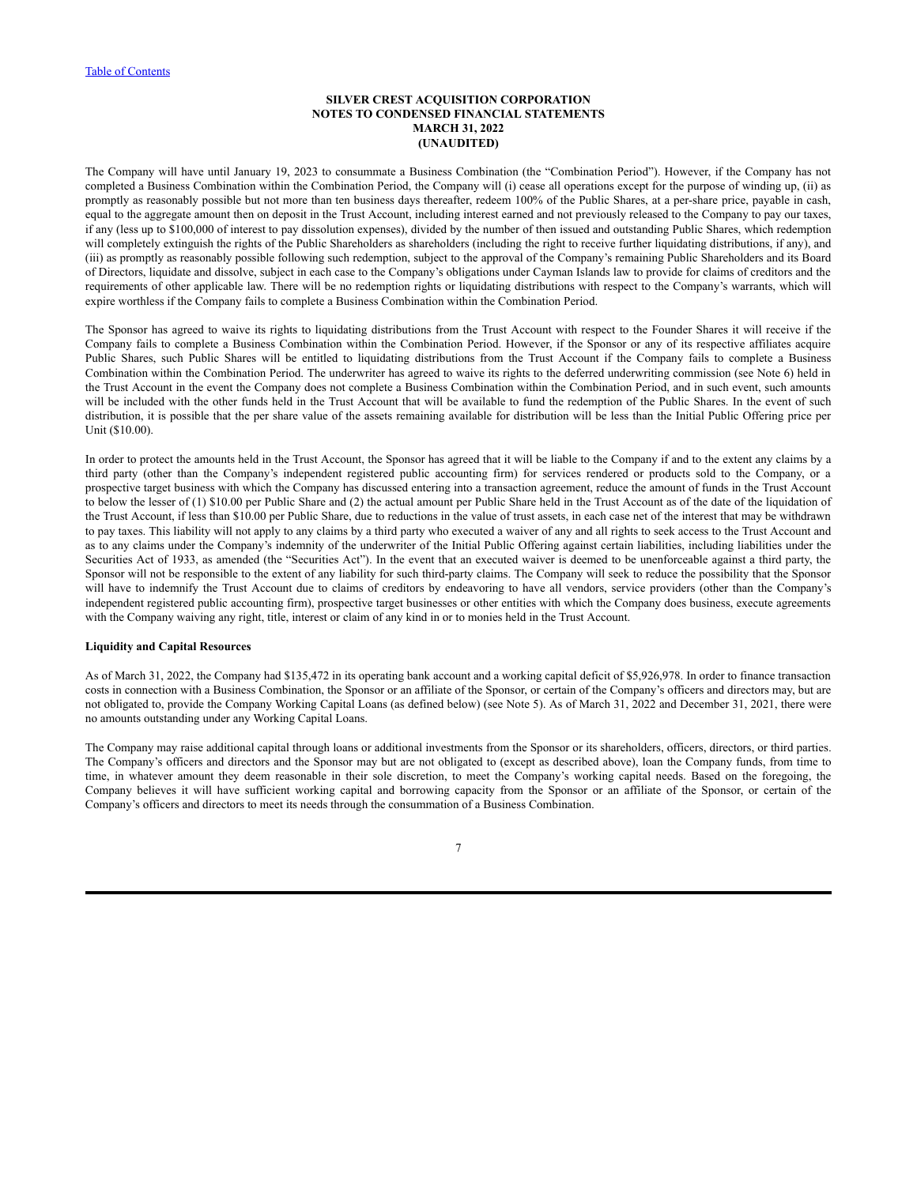The Company will have until January 19, 2023 to consummate a Business Combination (the "Combination Period"). However, if the Company has not completed a Business Combination within the Combination Period, the Company will (i) cease all operations except for the purpose of winding up, (ii) as promptly as reasonably possible but not more than ten business days thereafter, redeem 100% of the Public Shares, at a per-share price, payable in cash, equal to the aggregate amount then on deposit in the Trust Account, including interest earned and not previously released to the Company to pay our taxes, if any (less up to $100,000 of interest to pay dissolution expenses), divided by the number of then issued and outstanding Public Shares, which redemption will completely extinguish the rights of the Public Shareholders as shareholders (including the right to receive further liquidating distributions, if any), and (iii) as promptly as reasonably possible following such redemption, subject to the approval of the Company's remaining Public Shareholders and its Board of Directors, liquidate and dissolve, subject in each case to the Company's obligations under Cayman Islands law to provide for claims of creditors and the requirements of other applicable law. There will be no redemption rights or liquidating distributions with respect to the Company's warrants, which will expire worthless if the Company fails to complete a Business Combination within the Combination Period.

The Sponsor has agreed to waive its rights to liquidating distributions from the Trust Account with respect to the Founder Shares it will receive if the Company fails to complete a Business Combination within the Combination Period. However, if the Sponsor or any of its respective affiliates acquire Public Shares, such Public Shares will be entitled to liquidating distributions from the Trust Account if the Company fails to complete a Business Combination within the Combination Period. The underwriter has agreed to waive its rights to the deferred underwriting commission (see Note 6) held in the Trust Account in the event the Company does not complete a Business Combination within the Combination Period, and in such event, such amounts will be included with the other funds held in the Trust Account that will be available to fund the redemption of the Public Shares. In the event of such distribution, it is possible that the per share value of the assets remaining available for distribution will be less than the Initial Public Offering price per Unit ($10.00).

In order to protect the amounts held in the Trust Account, the Sponsor has agreed that it will be liable to the Company if and to the extent any claims by a third party (other than the Company's independent registered public accounting firm) for services rendered or products sold to the Company, or a prospective target business with which the Company has discussed entering into a transaction agreement, reduce the amount of funds in the Trust Account to below the lesser of (1) $10.00 per Public Share and (2) the actual amount per Public Share held in the Trust Account as of the date of the liquidation of the Trust Account, if less than $10.00 per Public Share, due to reductions in the value of trust assets, in each case net of the interest that may be withdrawn to pay taxes. This liability will not apply to any claims by a third party who executed a waiver of any and all rights to seek access to the Trust Account and as to any claims under the Company's indemnity of the underwriter of the Initial Public Offering against certain liabilities, including liabilities under the Securities Act of 1933, as amended (the "Securities Act"). In the event that an executed waiver is deemed to be unenforceable against a third party, the Sponsor will not be responsible to the extent of any liability for such third-party claims. The Company will seek to reduce the possibility that the Sponsor will have to indemnify the Trust Account due to claims of creditors by endeavoring to have all vendors, service providers (other than the Company's independent registered public accounting firm), prospective target businesses or other entities with which the Company does business, execute agreements with the Company waiving any right, title, interest or claim of any kind in or to monies held in the Trust Account.

**Liquidity and Capital Resources**

As of March 31, 2022, the Company had $135,472 in its operating bank account and a working capital deficit of $5,926,978. In order to finance transaction costs in connection with a Business Combination, the Sponsor or an affiliate of the Sponsor, or certain of the Company's officers and directors may, but are not obligated to, provide the Company Working Capital Loans (as defined below) (see Note 5). As of March 31, 2022 and December 31, 2021, there were no amounts outstanding under any Working Capital Loans.

The Company may raise additional capital through loans or additional investments from the Sponsor or its shareholders, officers, directors, or third parties. The Company's officers and directors and the Sponsor may but are not obligated to (except as described above), loan the Company funds, from time to time, in whatever amount they deem reasonable in their sole discretion, to meet the Company's working capital needs. Based on the foregoing, the Company believes it will have sufficient working capital and borrowing capacity from the Sponsor or an affiliate of the Sponsor, or certain of the Company's officers and directors to meet its needs through the consummation of a Business Combination.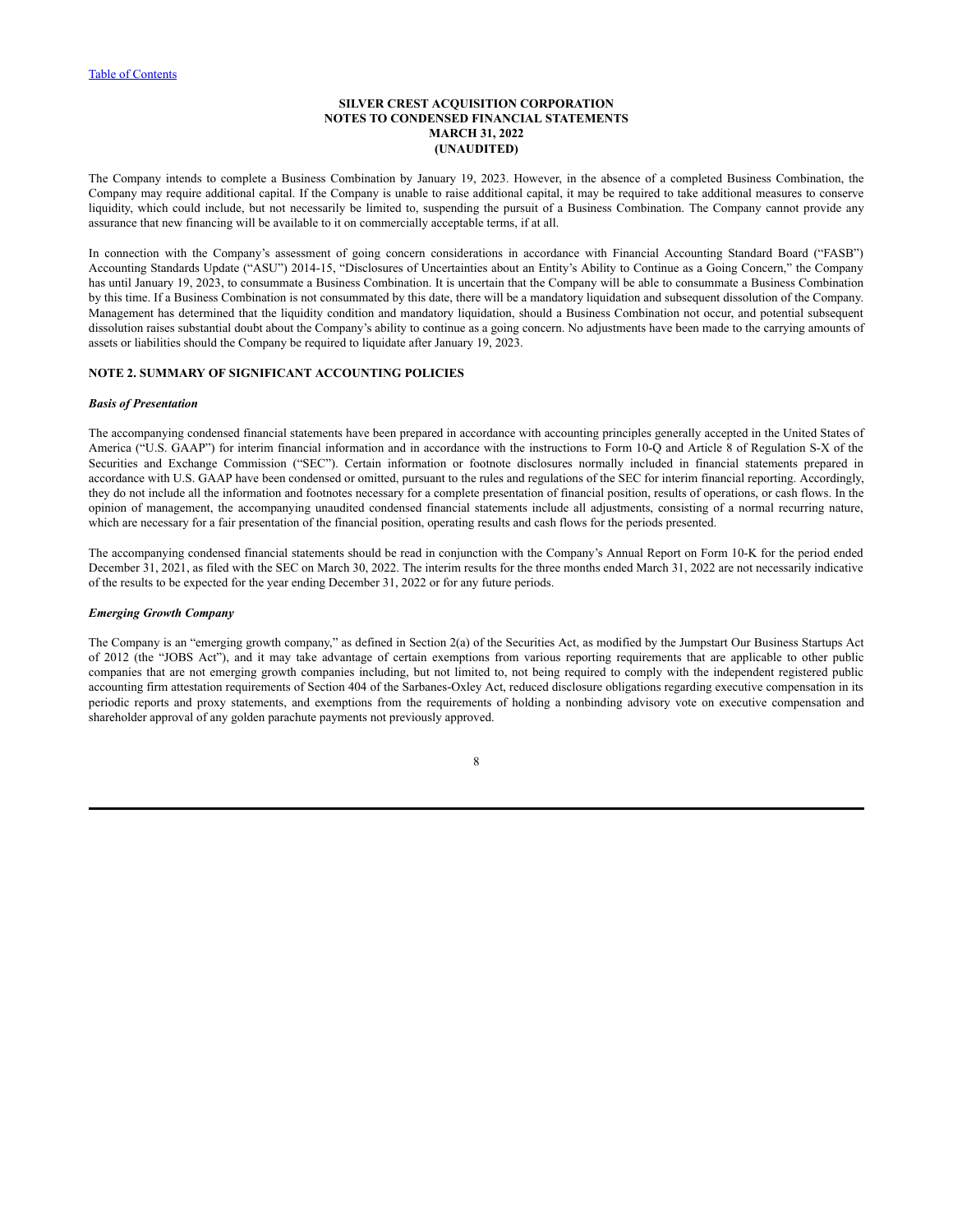The Company intends to complete a Business Combination by January 19, 2023. However, in the absence of a completed Business Combination, the Company may require additional capital. If the Company is unable to raise additional capital, it may be required to take additional measures to conserve liquidity, which could include, but not necessarily be limited to, suspending the pursuit of a Business Combination. The Company cannot provide any assurance that new financing will be available to it on commercially acceptable terms, if at all.

In connection with the Company's assessment of going concern considerations in accordance with Financial Accounting Standard Board ("FASB") Accounting Standards Update ("ASU") 2014-15, "Disclosures of Uncertainties about an Entity's Ability to Continue as a Going Concern," the Company has until January 19, 2023, to consummate a Business Combination. It is uncertain that the Company will be able to consummate a Business Combination by this time. If a Business Combination is not consummated by this date, there will be a mandatory liquidation and subsequent dissolution of the Company. Management has determined that the liquidity condition and mandatory liquidation, should a Business Combination not occur, and potential subsequent dissolution raises substantial doubt about the Company's ability to continue as a going concern. No adjustments have been made to the carrying amounts of assets or liabilities should the Company be required to liquidate after January 19, 2023.

## NOTE 2. SUMMARY OF SIGNIFICANT ACCOUNTING POLICIES

***Basis of Presentation***

The accompanying condensed financial statements have been prepared in accordance with accounting principles generally accepted in the United States of America ("U.S. GAAP") for interim financial information and in accordance with the instructions to Form 10-Q and Article 8 of Regulation S-X of the Securities and Exchange Commission ("SEC"). Certain information or footnote disclosures normally included in financial statements prepared in accordance with U.S. GAAP have been condensed or omitted, pursuant to the rules and regulations of the SEC for interim financial reporting. Accordingly, they do not include all the information and footnotes necessary for a complete presentation of financial position, results of operations, or cash flows. In the opinion of management, the accompanying unaudited condensed financial statements include all adjustments, consisting of a normal recurring nature, which are necessary for a fair presentation of the financial position, operating results and cash flows for the periods presented.

The accompanying condensed financial statements should be read in conjunction with the Company's Annual Report on Form 10-K for the period ended December 31, 2021, as filed with the SEC on March 30, 2022. The interim results for the three months ended March 31, 2022 are not necessarily indicative of the results to be expected for the year ending December 31, 2022 or for any future periods.

***Emerging Growth Company***

The Company is an "emerging growth company," as defined in Section 2(a) of the Securities Act, as modified by the Jumpstart Our Business Startups Act of 2012 (the "JOBS Act"), and it may take advantage of certain exemptions from various reporting requirements that are applicable to other public companies that are not emerging growth companies including, but not limited to, not being required to comply with the independent registered public accounting firm attestation requirements of Section 404 of the Sarbanes-Oxley Act, reduced disclosure obligations regarding executive compensation in its periodic reports and proxy statements, and exemptions from the requirements of holding a nonbinding advisory vote on executive compensation and shareholder approval of any golden parachute payments not previously approved.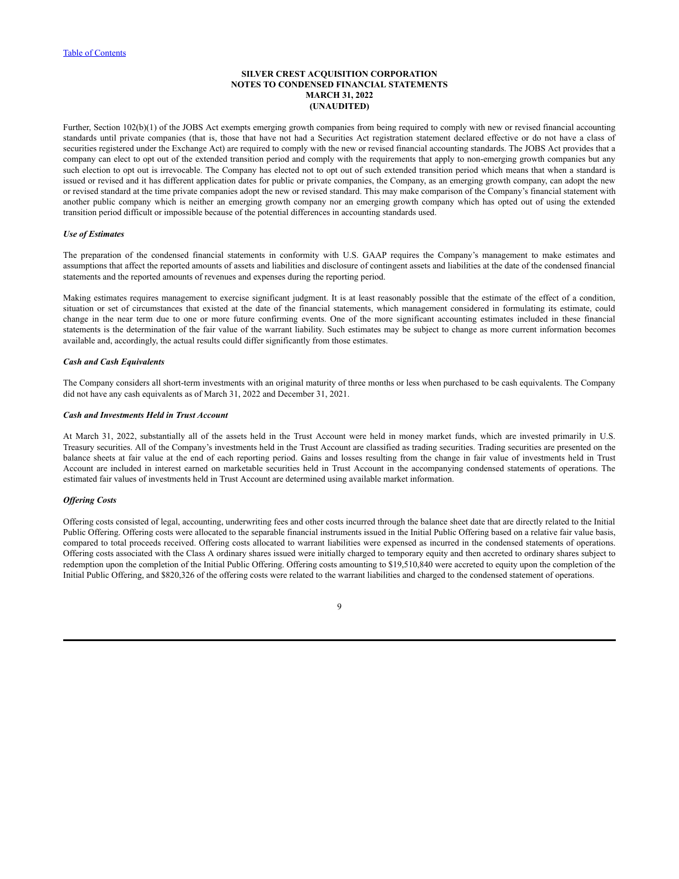SILVER CREST ACQUISITION CORPORATION
NOTES TO CONDENSED FINANCIAL STATEMENTS
MARCH 31, 2022
(UNAUDITED)

Further, Section 102(b)(1) of the JOBS Act exempts emerging growth companies from being required to comply with new or revised financial accounting standards until private companies (that is, those that have not had a Securities Act registration statement declared effective or do not have a class of securities registered under the Exchange Act) are required to comply with the new or revised financial accounting standards. The JOBS Act provides that a company can elect to opt out of the extended transition period and comply with the requirements that apply to non-emerging growth companies but any such election to opt out is irrevocable. The Company has elected not to opt out of such extended transition period which means that when a standard is issued or revised and it has different application dates for public or private companies, the Company, as an emerging growth company, can adopt the new or revised standard at the time private companies adopt the new or revised standard. This may make comparison of the Company's financial statement with another public company which is neither an emerging growth company nor an emerging growth company which has opted out of using the extended transition period difficult or impossible because of the potential differences in accounting standards used.

***Use of Estimates***

The preparation of the condensed financial statements in conformity with U.S. GAAP requires the Company's management to make estimates and assumptions that affect the reported amounts of assets and liabilities and disclosure of contingent assets and liabilities at the date of the condensed financial statements and the reported amounts of revenues and expenses during the reporting period.

Making estimates requires management to exercise significant judgment. It is at least reasonably possible that the estimate of the effect of a condition, situation or set of circumstances that existed at the date of the financial statements, which management considered in formulating its estimate, could change in the near term due to one or more future confirming events. One of the more significant accounting estimates included in these financial statements is the determination of the fair value of the warrant liability. Such estimates may be subject to change as more current information becomes available and, accordingly, the actual results could differ significantly from those estimates.

***Cash and Cash Equivalents***

The Company considers all short-term investments with an original maturity of three months or less when purchased to be cash equivalents. The Company did not have any cash equivalents as of March 31, 2022 and December 31, 2021.

***Cash and Investments Held in Trust Account***

At March 31, 2022, substantially all of the assets held in the Trust Account were held in money market funds, which are invested primarily in U.S. Treasury securities. All of the Company's investments held in the Trust Account are classified as trading securities. Trading securities are presented on the balance sheets at fair value at the end of each reporting period. Gains and losses resulting from the change in fair value of investments held in Trust Account are included in interest earned on marketable securities held in Trust Account in the accompanying condensed statements of operations. The estimated fair values of investments held in Trust Account are determined using available market information.

***Offering Costs***

Offering costs consisted of legal, accounting, underwriting fees and other costs incurred through the balance sheet date that are directly related to the Initial Public Offering. Offering costs were allocated to the separable financial instruments issued in the Initial Public Offering based on a relative fair value basis, compared to total proceeds received. Offering costs allocated to warrant liabilities were expensed as incurred in the condensed statements of operations. Offering costs associated with the Class A ordinary shares issued were initially charged to temporary equity and then accreted to ordinary shares subject to redemption upon the completion of the Initial Public Offering. Offering costs amounting to $19,510,840 were accreted to equity upon the completion of the Initial Public Offering, and $820,326 of the offering costs were related to the warrant liabilities and charged to the condensed statement of operations.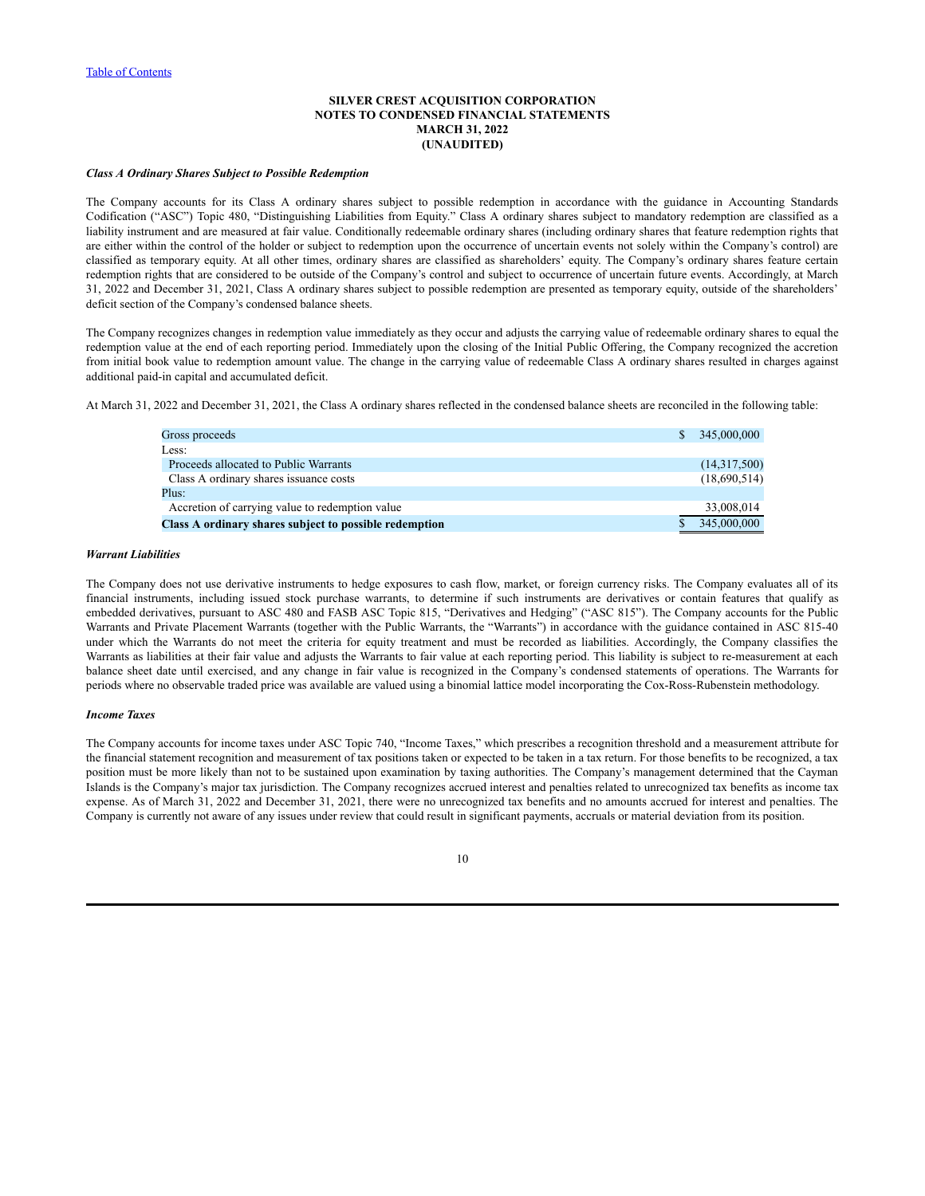### SILVER CREST ACQUISITION CORPORATION
### NOTES TO CONDENSED FINANCIAL STATEMENTS
### MARCH 31, 2022
### (UNAUDITED)

***Class A Ordinary Shares Subject to Possible Redemption***

The Company accounts for its Class A ordinary shares subject to possible redemption in accordance with the guidance in Accounting Standards Codification ("ASC") Topic 480, "Distinguishing Liabilities from Equity." Class A ordinary shares subject to mandatory redemption are classified as a liability instrument and are measured at fair value. Conditionally redeemable ordinary shares (including ordinary shares that feature redemption rights that are either within the control of the holder or subject to redemption upon the occurrence of uncertain events not solely within the Company's control) are classified as temporary equity. At all other times, ordinary shares are classified as shareholders' equity. The Company's ordinary shares feature certain redemption rights that are considered to be outside of the Company's control and subject to occurrence of uncertain future events. Accordingly, at March 31, 2022 and December 31, 2021, Class A ordinary shares subject to possible redemption are presented as temporary equity, outside of the shareholders' deficit section of the Company's condensed balance sheets.

The Company recognizes changes in redemption value immediately as they occur and adjusts the carrying value of redeemable ordinary shares to equal the redemption value at the end of each reporting period. Immediately upon the closing of the Initial Public Offering, the Company recognized the accretion from initial book value to redemption amount value. The change in the carrying value of redeemable Class A ordinary shares resulted in charges against additional paid-in capital and accumulated deficit.

At March 31, 2022 and December 31, 2021, the Class A ordinary shares reflected in the condensed balance sheets are reconciled in the following table:

| | |
|---|---|
| Gross proceeds | $ 345,000,000 |
| Less: | |
| Proceeds allocated to Public Warrants | (14,317,500) |
| Class A ordinary shares issuance costs | (18,690,514) |
| Plus: | |
| Accretion of carrying value to redemption value | 33,008,014 |
| **Class A ordinary shares subject to possible redemption** | $ 345,000,000 |

***Warrant Liabilities***

The Company does not use derivative instruments to hedge exposures to cash flow, market, or foreign currency risks. The Company evaluates all of its financial instruments, including issued stock purchase warrants, to determine if such instruments are derivatives or contain features that qualify as embedded derivatives, pursuant to ASC 480 and FASB ASC Topic 815, "Derivatives and Hedging" ("ASC 815"). The Company accounts for the Public Warrants and Private Placement Warrants (together with the Public Warrants, the "Warrants") in accordance with the guidance contained in ASC 815-40 under which the Warrants do not meet the criteria for equity treatment and must be recorded as liabilities. Accordingly, the Company classifies the Warrants as liabilities at their fair value and adjusts the Warrants to fair value at each reporting period. This liability is subject to re-measurement at each balance sheet date until exercised, and any change in fair value is recognized in the Company's condensed statements of operations. The Warrants for periods where no observable traded price was available are valued using a binomial lattice model incorporating the Cox-Ross-Rubenstein methodology.

***Income Taxes***

The Company accounts for income taxes under ASC Topic 740, "Income Taxes," which prescribes a recognition threshold and a measurement attribute for the financial statement recognition and measurement of tax positions taken or expected to be taken in a tax return. For those benefits to be recognized, a tax position must be more likely than not to be sustained upon examination by taxing authorities. The Company's management determined that the Cayman Islands is the Company's major tax jurisdiction. The Company recognizes accrued interest and penalties related to unrecognized tax benefits as income tax expense. As of March 31, 2022 and December 31, 2021, there were no unrecognized tax benefits and no amounts accrued for interest and penalties. The Company is currently not aware of any issues under review that could result in significant payments, accruals or material deviation from its position.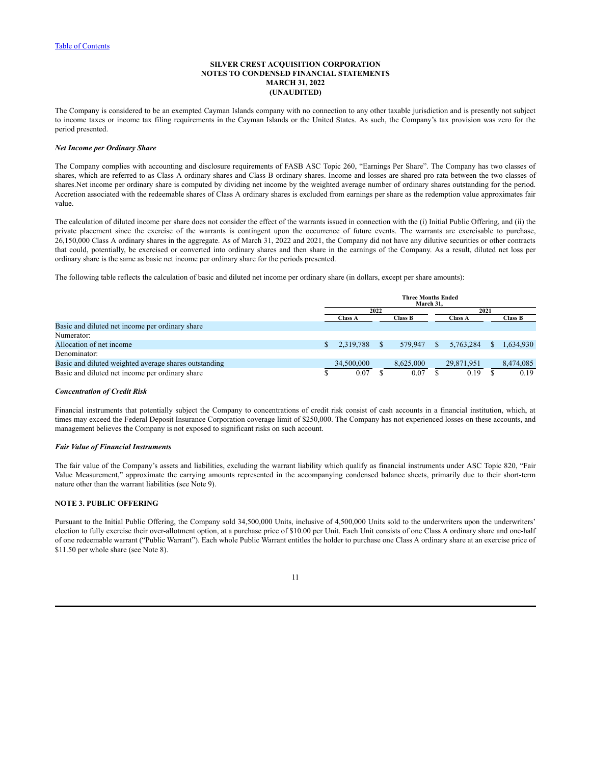The Company is considered to be an exempted Cayman Islands company with no connection to any other taxable jurisdiction and is presently not subject to income taxes or income tax filing requirements in the Cayman Islands or the United States. As such, the Company's tax provision was zero for the period presented.

***Net Income per Ordinary Share***

The Company complies with accounting and disclosure requirements of FASB ASC Topic 260, "Earnings Per Share". The Company has two classes of shares, which are referred to as Class A ordinary shares and Class B ordinary shares. Income and losses are shared pro rata between the two classes of shares.Net income per ordinary share is computed by dividing net income by the weighted average number of ordinary shares outstanding for the period. Accretion associated with the redeemable shares of Class A ordinary shares is excluded from earnings per share as the redemption value approximates fair value.

The calculation of diluted income per share does not consider the effect of the warrants issued in connection with the (i) Initial Public Offering, and (ii) the private placement since the exercise of the warrants is contingent upon the occurrence of future events. The warrants are exercisable to purchase, 26,150,000 Class A ordinary shares in the aggregate. As of March 31, 2022 and 2021, the Company did not have any dilutive securities or other contracts that could, potentially, be exercised or converted into ordinary shares and then share in the earnings of the Company. As a result, diluted net loss per ordinary share is the same as basic net income per ordinary share for the periods presented.

The following table reflects the calculation of basic and diluted net income per ordinary share (in dollars, except per share amounts):

| | Three Months Ended March 31, | | | |
|---|---|---|---|---|
| | 2022 | | 2021 | |
| | Class A | Class B | Class A | Class B |
| Basic and diluted net income per ordinary share | | | | |
| Numerator: | | | | |
| Allocation of net income | $ 2,319,788 | $ 579,947 | $ 5,763,284 | $ 1,634,930 |
| Denominator: | | | | |
| Basic and diluted weighted average shares outstanding | 34,500,000 | 8,625,000 | 29,871,951 | 8,474,085 |
| Basic and diluted net income per ordinary share | $ 0.07 | $ 0.07 | $ 0.19 | $ 0.19 |

***Concentration of Credit Risk***

Financial instruments that potentially subject the Company to concentrations of credit risk consist of cash accounts in a financial institution, which, at times may exceed the Federal Deposit Insurance Corporation coverage limit of $250,000. The Company has not experienced losses on these accounts, and management believes the Company is not exposed to significant risks on such account.

***Fair Value of Financial Instruments***

The fair value of the Company's assets and liabilities, excluding the warrant liability which qualify as financial instruments under ASC Topic 820, "Fair Value Measurement," approximate the carrying amounts represented in the accompanying condensed balance sheets, primarily due to their short-term nature other than the warrant liabilities (see Note 9).

**NOTE 3. PUBLIC OFFERING**

Pursuant to the Initial Public Offering, the Company sold 34,500,000 Units, inclusive of 4,500,000 Units sold to the underwriters upon the underwriters' election to fully exercise their over-allotment option, at a purchase price of $10.00 per Unit. Each Unit consists of one Class A ordinary share and one-half of one redeemable warrant ("Public Warrant"). Each whole Public Warrant entitles the holder to purchase one Class A ordinary share at an exercise price of $11.50 per whole share (see Note 8).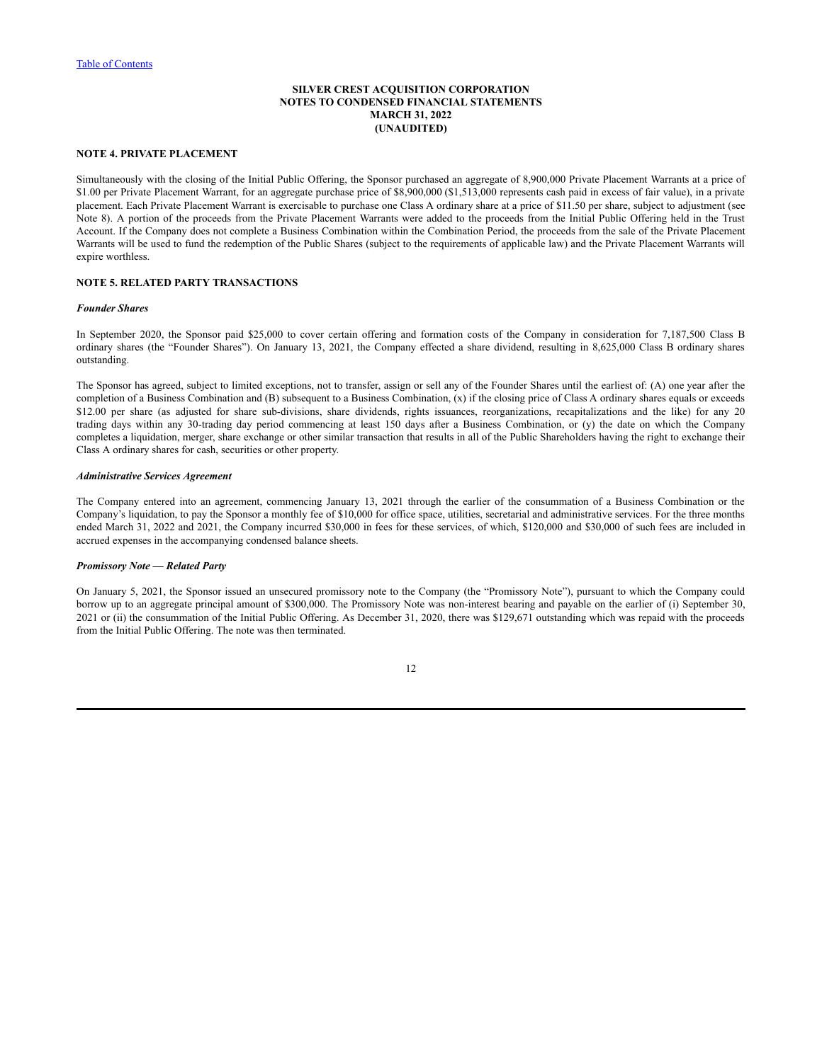# SILVER CREST ACQUISITION CORPORATION
# NOTES TO CONDENSED FINANCIAL STATEMENTS
# MARCH 31, 2022
# (UNAUDITED)

## NOTE 4. PRIVATE PLACEMENT

Simultaneously with the closing of the Initial Public Offering, the Sponsor purchased an aggregate of 8,900,000 Private Placement Warrants at a price of $1.00 per Private Placement Warrant, for an aggregate purchase price of $8,900,000 ($1,513,000 represents cash paid in excess of fair value), in a private placement. Each Private Placement Warrant is exercisable to purchase one Class A ordinary share at a price of $11.50 per share, subject to adjustment (see Note 8). A portion of the proceeds from the Private Placement Warrants were added to the proceeds from the Initial Public Offering held in the Trust Account. If the Company does not complete a Business Combination within the Combination Period, the proceeds from the sale of the Private Placement Warrants will be used to fund the redemption of the Public Shares (subject to the requirements of applicable law) and the Private Placement Warrants will expire worthless.

## NOTE 5. RELATED PARTY TRANSACTIONS

***Founder Shares***

In September 2020, the Sponsor paid $25,000 to cover certain offering and formation costs of the Company in consideration for 7,187,500 Class B ordinary shares (the "Founder Shares"). On January 13, 2021, the Company effected a share dividend, resulting in 8,625,000 Class B ordinary shares outstanding.

The Sponsor has agreed, subject to limited exceptions, not to transfer, assign or sell any of the Founder Shares until the earliest of: (A) one year after the completion of a Business Combination and (B) subsequent to a Business Combination, (x) if the closing price of Class A ordinary shares equals or exceeds $12.00 per share (as adjusted for share sub-divisions, share dividends, rights issuances, reorganizations, recapitalizations and the like) for any 20 trading days within any 30-trading day period commencing at least 150 days after a Business Combination, or (y) the date on which the Company completes a liquidation, merger, share exchange or other similar transaction that results in all of the Public Shareholders having the right to exchange their Class A ordinary shares for cash, securities or other property.

***Administrative Services Agreement***

The Company entered into an agreement, commencing January 13, 2021 through the earlier of the consummation of a Business Combination or the Company's liquidation, to pay the Sponsor a monthly fee of $10,000 for office space, utilities, secretarial and administrative services. For the three months ended March 31, 2022 and 2021, the Company incurred $30,000 in fees for these services, of which, $120,000 and $30,000 of such fees are included in accrued expenses in the accompanying condensed balance sheets.

***Promissory Note — Related Party***

On January 5, 2021, the Sponsor issued an unsecured promissory note to the Company (the "Promissory Note"), pursuant to which the Company could borrow up to an aggregate principal amount of $300,000. The Promissory Note was non-interest bearing and payable on the earlier of (i) September 30, 2021 or (ii) the consummation of the Initial Public Offering. As December 31, 2020, there was $129,671 outstanding which was repaid with the proceeds from the Initial Public Offering. The note was then terminated.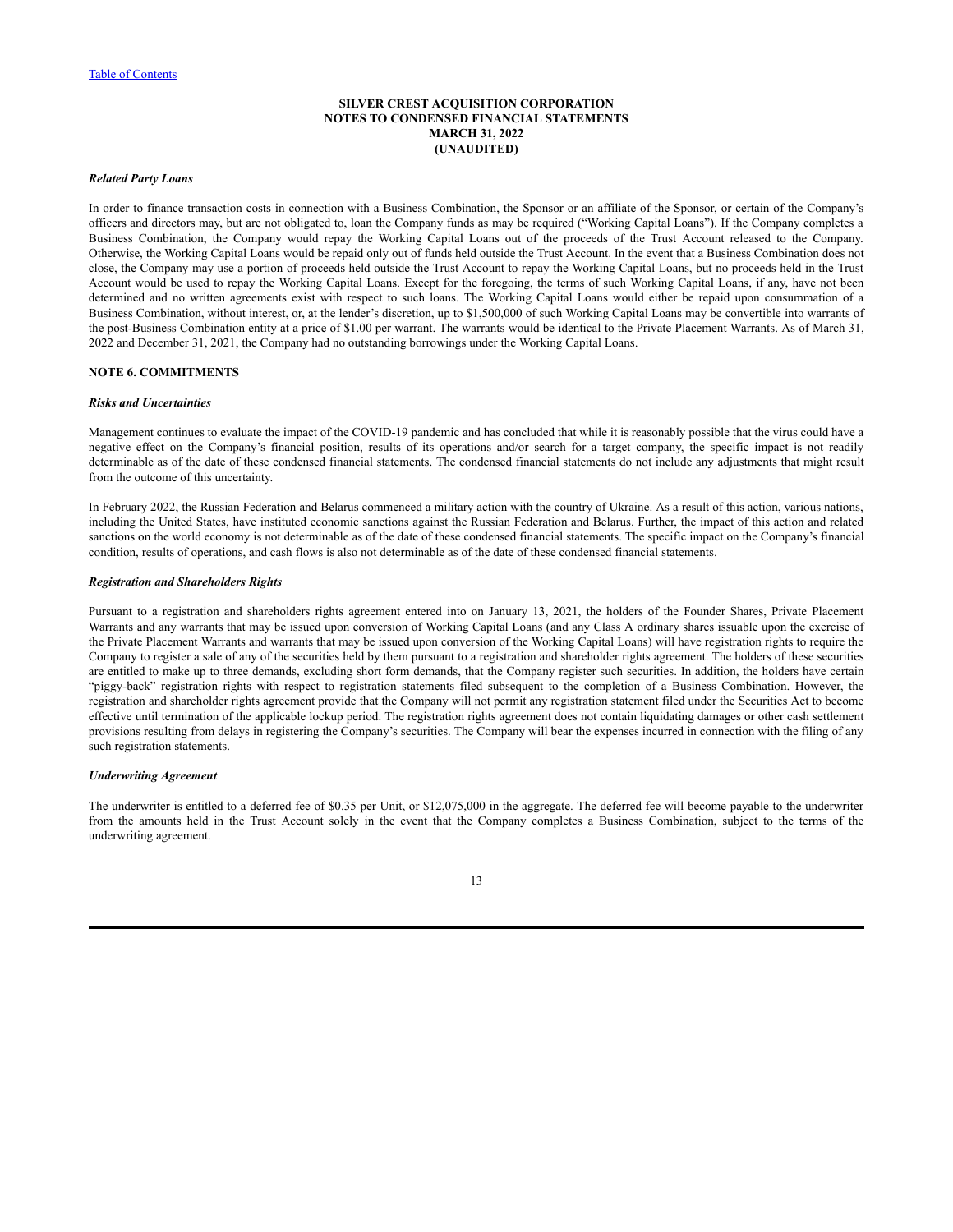### SILVER CREST ACQUISITION CORPORATION
### NOTES TO CONDENSED FINANCIAL STATEMENTS
### MARCH 31, 2022
### (UNAUDITED)

***Related Party Loans***

In order to finance transaction costs in connection with a Business Combination, the Sponsor or an affiliate of the Sponsor, or certain of the Company's officers and directors may, but are not obligated to, loan the Company funds as may be required ("Working Capital Loans"). If the Company completes a Business Combination, the Company would repay the Working Capital Loans out of the proceeds of the Trust Account released to the Company. Otherwise, the Working Capital Loans would be repaid only out of funds held outside the Trust Account. In the event that a Business Combination does not close, the Company may use a portion of proceeds held outside the Trust Account to repay the Working Capital Loans, but no proceeds held in the Trust Account would be used to repay the Working Capital Loans. Except for the foregoing, the terms of such Working Capital Loans, if any, have not been determined and no written agreements exist with respect to such loans. The Working Capital Loans would either be repaid upon consummation of a Business Combination, without interest, or, at the lender's discretion, up to $1,500,000 of such Working Capital Loans may be convertible into warrants of the post-Business Combination entity at a price of $1.00 per warrant. The warrants would be identical to the Private Placement Warrants. As of March 31, 2022 and December 31, 2021, the Company had no outstanding borrowings under the Working Capital Loans.

**NOTE 6. COMMITMENTS**

***Risks and Uncertainties***

Management continues to evaluate the impact of the COVID-19 pandemic and has concluded that while it is reasonably possible that the virus could have a negative effect on the Company's financial position, results of its operations and/or search for a target company, the specific impact is not readily determinable as of the date of these condensed financial statements. The condensed financial statements do not include any adjustments that might result from the outcome of this uncertainty.

In February 2022, the Russian Federation and Belarus commenced a military action with the country of Ukraine. As a result of this action, various nations, including the United States, have instituted economic sanctions against the Russian Federation and Belarus. Further, the impact of this action and related sanctions on the world economy is not determinable as of the date of these condensed financial statements. The specific impact on the Company's financial condition, results of operations, and cash flows is also not determinable as of the date of these condensed financial statements.

***Registration and Shareholders Rights***

Pursuant to a registration and shareholders rights agreement entered into on January 13, 2021, the holders of the Founder Shares, Private Placement Warrants and any warrants that may be issued upon conversion of Working Capital Loans (and any Class A ordinary shares issuable upon the exercise of the Private Placement Warrants and warrants that may be issued upon conversion of the Working Capital Loans) will have registration rights to require the Company to register a sale of any of the securities held by them pursuant to a registration and shareholder rights agreement. The holders of these securities are entitled to make up to three demands, excluding short form demands, that the Company register such securities. In addition, the holders have certain "piggy-back" registration rights with respect to registration statements filed subsequent to the completion of a Business Combination. However, the registration and shareholder rights agreement provide that the Company will not permit any registration statement filed under the Securities Act to become effective until termination of the applicable lockup period. The registration rights agreement does not contain liquidating damages or other cash settlement provisions resulting from delays in registering the Company's securities. The Company will bear the expenses incurred in connection with the filing of any such registration statements.

***Underwriting Agreement***

The underwriter is entitled to a deferred fee of $0.35 per Unit, or $12,075,000 in the aggregate. The deferred fee will become payable to the underwriter from the amounts held in the Trust Account solely in the event that the Company completes a Business Combination, subject to the terms of the underwriting agreement.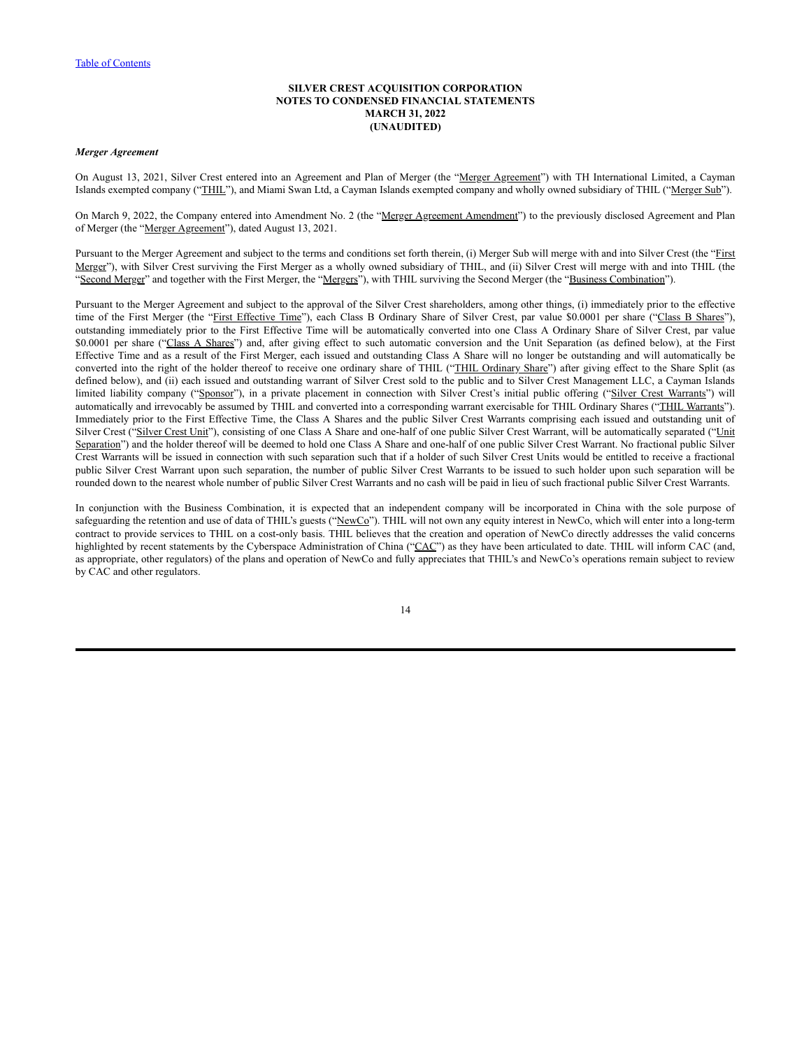# SILVER CREST ACQUISITION CORPORATION
## NOTES TO CONDENSED FINANCIAL STATEMENTS
## MARCH 31, 2022
## (UNAUDITED)

***Merger Agreement***

On August 13, 2021, Silver Crest entered into an Agreement and Plan of Merger (the "Merger Agreement") with TH International Limited, a Cayman Islands exempted company ("THIL"), and Miami Swan Ltd, a Cayman Islands exempted company and wholly owned subsidiary of THIL ("Merger Sub").

On March 9, 2022, the Company entered into Amendment No. 2 (the "Merger Agreement Amendment") to the previously disclosed Agreement and Plan of Merger (the "Merger Agreement"), dated August 13, 2021.

Pursuant to the Merger Agreement and subject to the terms and conditions set forth therein, (i) Merger Sub will merge with and into Silver Crest (the "First Merger"), with Silver Crest surviving the First Merger as a wholly owned subsidiary of THIL, and (ii) Silver Crest will merge with and into THIL (the "Second Merger" and together with the First Merger, the "Mergers"), with THIL surviving the Second Merger (the "Business Combination").

Pursuant to the Merger Agreement and subject to the approval of the Silver Crest shareholders, among other things, (i) immediately prior to the effective time of the First Merger (the "First Effective Time"), each Class B Ordinary Share of Silver Crest, par value $0.0001 per share ("Class B Shares"), outstanding immediately prior to the First Effective Time will be automatically converted into one Class A Ordinary Share of Silver Crest, par value $0.0001 per share ("Class A Shares") and, after giving effect to such automatic conversion and the Unit Separation (as defined below), at the First Effective Time and as a result of the First Merger, each issued and outstanding Class A Share will no longer be outstanding and will automatically be converted into the right of the holder thereof to receive one ordinary share of THIL ("THIL Ordinary Share") after giving effect to the Share Split (as defined below), and (ii) each issued and outstanding warrant of Silver Crest sold to the public and to Silver Crest Management LLC, a Cayman Islands limited liability company ("Sponsor"), in a private placement in connection with Silver Crest's initial public offering ("Silver Crest Warrants") will automatically and irrevocably be assumed by THIL and converted into a corresponding warrant exercisable for THIL Ordinary Shares ("THIL Warrants"). Immediately prior to the First Effective Time, the Class A Shares and the public Silver Crest Warrants comprising each issued and outstanding unit of Silver Crest ("Silver Crest Unit"), consisting of one Class A Share and one-half of one public Silver Crest Warrant, will be automatically separated ("Unit Separation") and the holder thereof will be deemed to hold one Class A Share and one-half of one public Silver Crest Warrant. No fractional public Silver Crest Warrants will be issued in connection with such separation such that if a holder of such Silver Crest Units would be entitled to receive a fractional public Silver Crest Warrant upon such separation, the number of public Silver Crest Warrants to be issued to such holder upon such separation will be rounded down to the nearest whole number of public Silver Crest Warrants and no cash will be paid in lieu of such fractional public Silver Crest Warrants.

In conjunction with the Business Combination, it is expected that an independent company will be incorporated in China with the sole purpose of safeguarding the retention and use of data of THIL's guests ("NewCo"). THIL will not own any equity interest in NewCo, which will enter into a long-term contract to provide services to THIL on a cost-only basis. THIL believes that the creation and operation of NewCo directly addresses the valid concerns highlighted by recent statements by the Cyberspace Administration of China ("CAC") as they have been articulated to date. THIL will inform CAC (and, as appropriate, other regulators) of the plans and operation of NewCo and fully appreciates that THIL's and NewCo's operations remain subject to review by CAC and other regulators.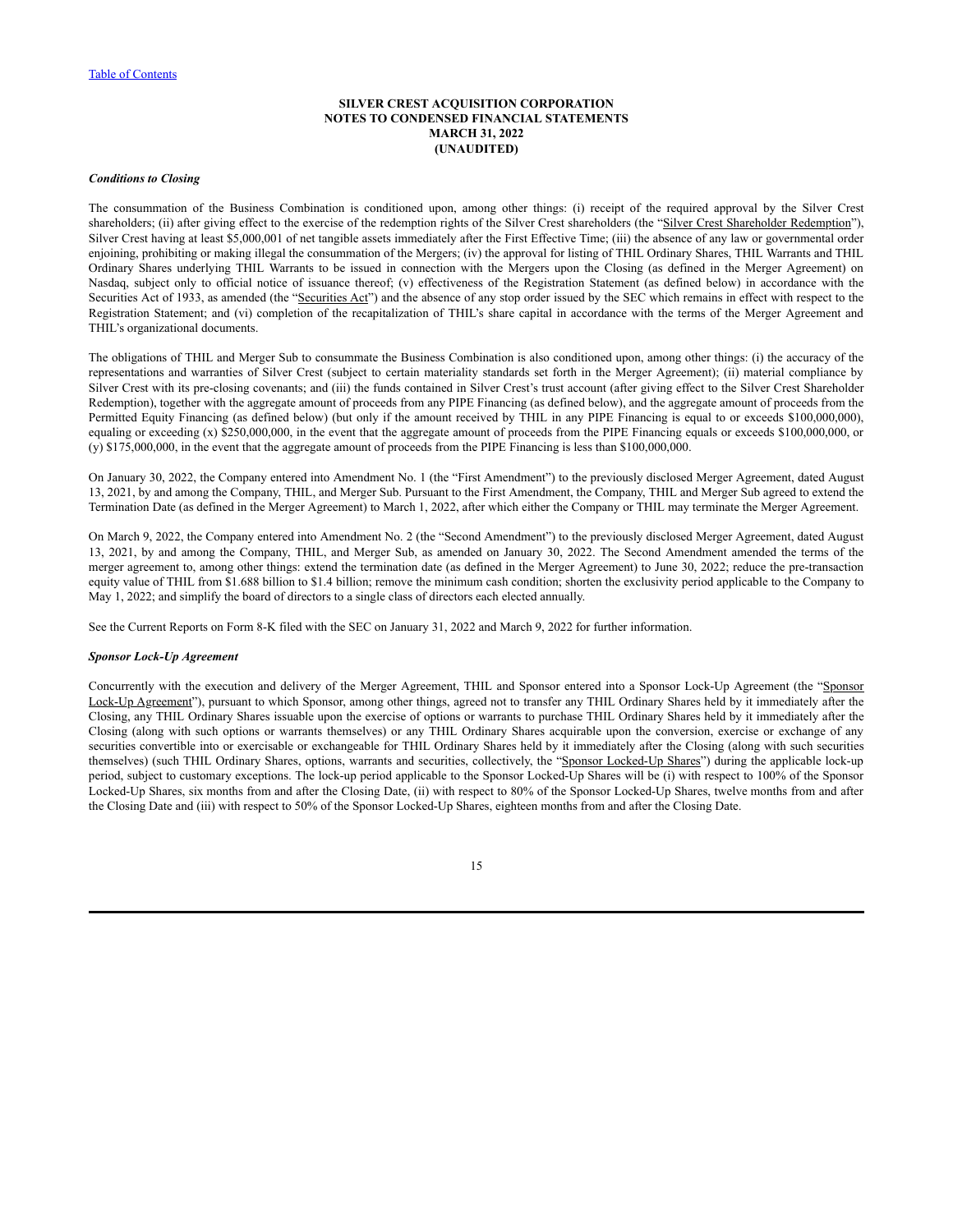# SILVER CREST ACQUISITION CORPORATION
## NOTES TO CONDENSED FINANCIAL STATEMENTS
## MARCH 31, 2022
## (UNAUDITED)

***Conditions to Closing***

The consummation of the Business Combination is conditioned upon, among other things: (i) receipt of the required approval by the Silver Crest shareholders; (ii) after giving effect to the exercise of the redemption rights of the Silver Crest shareholders (the "Silver Crest Shareholder Redemption"), Silver Crest having at least $5,000,001 of net tangible assets immediately after the First Effective Time; (iii) the absence of any law or governmental order enjoining, prohibiting or making illegal the consummation of the Mergers; (iv) the approval for listing of THIL Ordinary Shares, THIL Warrants and THIL Ordinary Shares underlying THIL Warrants to be issued in connection with the Mergers upon the Closing (as defined in the Merger Agreement) on Nasdaq, subject only to official notice of issuance thereof; (v) effectiveness of the Registration Statement (as defined below) in accordance with the Securities Act of 1933, as amended (the "Securities Act") and the absence of any stop order issued by the SEC which remains in effect with respect to the Registration Statement; and (vi) completion of the recapitalization of THIL's share capital in accordance with the terms of the Merger Agreement and THIL's organizational documents.

The obligations of THIL and Merger Sub to consummate the Business Combination is also conditioned upon, among other things: (i) the accuracy of the representations and warranties of Silver Crest (subject to certain materiality standards set forth in the Merger Agreement); (ii) material compliance by Silver Crest with its pre-closing covenants; and (iii) the funds contained in Silver Crest's trust account (after giving effect to the Silver Crest Shareholder Redemption), together with the aggregate amount of proceeds from any PIPE Financing (as defined below), and the aggregate amount of proceeds from the Permitted Equity Financing (as defined below) (but only if the amount received by THIL in any PIPE Financing is equal to or exceeds $100,000,000), equaling or exceeding (x) $250,000,000, in the event that the aggregate amount of proceeds from the PIPE Financing equals or exceeds $100,000,000, or (y) $175,000,000, in the event that the aggregate amount of proceeds from the PIPE Financing is less than $100,000,000.

On January 30, 2022, the Company entered into Amendment No. 1 (the "First Amendment") to the previously disclosed Merger Agreement, dated August 13, 2021, by and among the Company, THIL, and Merger Sub. Pursuant to the First Amendment, the Company, THIL and Merger Sub agreed to extend the Termination Date (as defined in the Merger Agreement) to March 1, 2022, after which either the Company or THIL may terminate the Merger Agreement.

On March 9, 2022, the Company entered into Amendment No. 2 (the "Second Amendment") to the previously disclosed Merger Agreement, dated August 13, 2021, by and among the Company, THIL, and Merger Sub, as amended on January 30, 2022. The Second Amendment amended the terms of the merger agreement to, among other things: extend the termination date (as defined in the Merger Agreement) to June 30, 2022; reduce the pre-transaction equity value of THIL from $1.688 billion to $1.4 billion; remove the minimum cash condition; shorten the exclusivity period applicable to the Company to May 1, 2022; and simplify the board of directors to a single class of directors each elected annually.

See the Current Reports on Form 8-K filed with the SEC on January 31, 2022 and March 9, 2022 for further information.

***Sponsor Lock-Up Agreement***

Concurrently with the execution and delivery of the Merger Agreement, THIL and Sponsor entered into a Sponsor Lock-Up Agreement (the "Sponsor Lock-Up Agreement"), pursuant to which Sponsor, among other things, agreed not to transfer any THIL Ordinary Shares held by it immediately after the Closing, any THIL Ordinary Shares issuable upon the exercise of options or warrants to purchase THIL Ordinary Shares held by it immediately after the Closing (along with such options or warrants themselves) or any THIL Ordinary Shares acquirable upon the conversion, exercise or exchange of any securities convertible into or exercisable or exchangeable for THIL Ordinary Shares held by it immediately after the Closing (along with such securities themselves) (such THIL Ordinary Shares, options, warrants and securities, collectively, the "Sponsor Locked-Up Shares") during the applicable lock-up period, subject to customary exceptions. The lock-up period applicable to the Sponsor Locked-Up Shares will be (i) with respect to 100% of the Sponsor Locked-Up Shares, six months from and after the Closing Date, (ii) with respect to 80% of the Sponsor Locked-Up Shares, twelve months from and after the Closing Date and (iii) with respect to 50% of the Sponsor Locked-Up Shares, eighteen months from and after the Closing Date.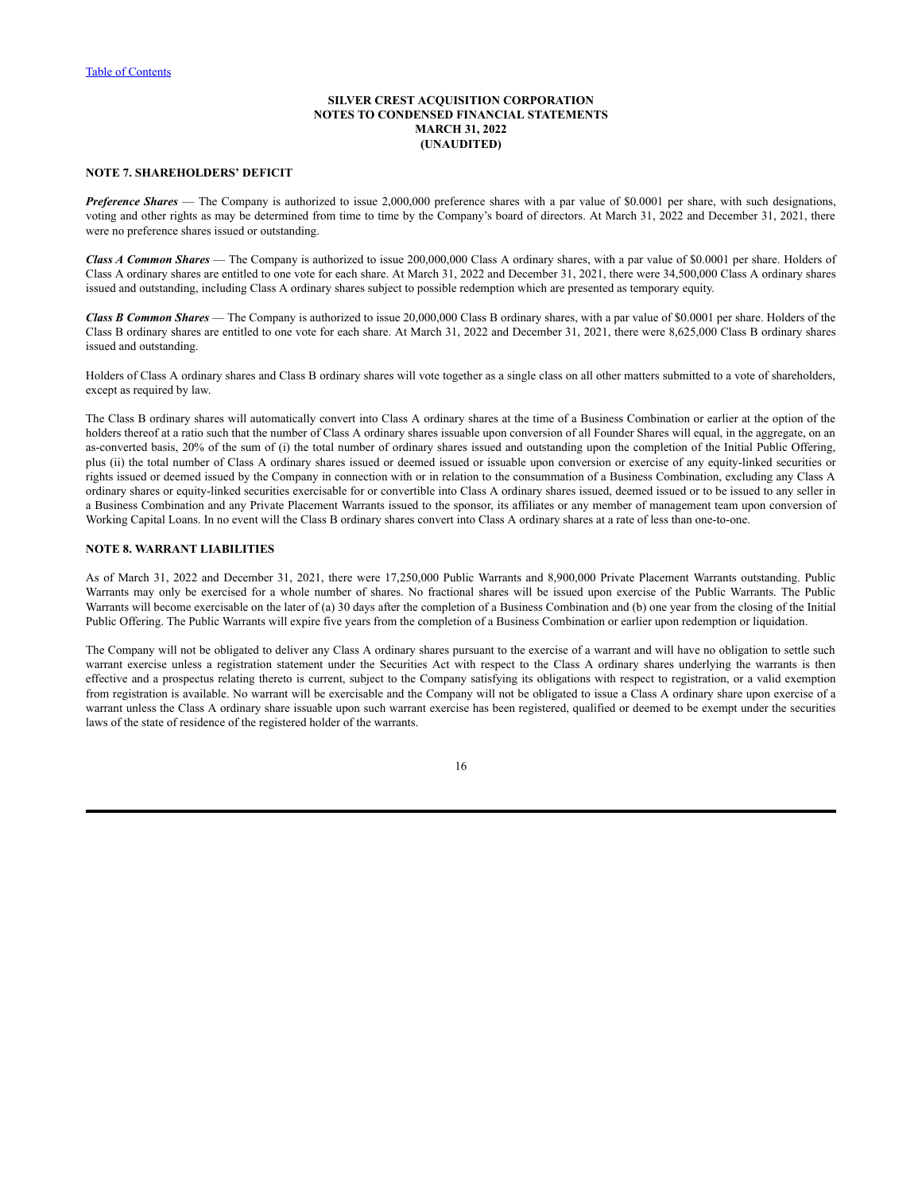**SILVER CREST ACQUISITION CORPORATION**
**NOTES TO CONDENSED FINANCIAL STATEMENTS**
**MARCH 31, 2022**
**(UNAUDITED)**

**NOTE 7. SHAREHOLDERS' DEFICIT**

***Preference Shares*** — The Company is authorized to issue 2,000,000 preference shares with a par value of $0.0001 per share, with such designations, voting and other rights as may be determined from time to time by the Company's board of directors. At March 31, 2022 and December 31, 2021, there were no preference shares issued or outstanding.

***Class A Common Shares*** — The Company is authorized to issue 200,000,000 Class A ordinary shares, with a par value of $0.0001 per share. Holders of Class A ordinary shares are entitled to one vote for each share. At March 31, 2022 and December 31, 2021, there were 34,500,000 Class A ordinary shares issued and outstanding, including Class A ordinary shares subject to possible redemption which are presented as temporary equity.

***Class B Common Shares*** — The Company is authorized to issue 20,000,000 Class B ordinary shares, with a par value of $0.0001 per share. Holders of the Class B ordinary shares are entitled to one vote for each share. At March 31, 2022 and December 31, 2021, there were 8,625,000 Class B ordinary shares issued and outstanding.

Holders of Class A ordinary shares and Class B ordinary shares will vote together as a single class on all other matters submitted to a vote of shareholders, except as required by law.

The Class B ordinary shares will automatically convert into Class A ordinary shares at the time of a Business Combination or earlier at the option of the holders thereof at a ratio such that the number of Class A ordinary shares issuable upon conversion of all Founder Shares will equal, in the aggregate, on an as-converted basis, 20% of the sum of (i) the total number of ordinary shares issued and outstanding upon the completion of the Initial Public Offering, plus (ii) the total number of Class A ordinary shares issued or deemed issued or issuable upon conversion or exercise of any equity-linked securities or rights issued or deemed issued by the Company in connection with or in relation to the consummation of a Business Combination, excluding any Class A ordinary shares or equity-linked securities exercisable for or convertible into Class A ordinary shares issued, deemed issued or to be issued to any seller in a Business Combination and any Private Placement Warrants issued to the sponsor, its affiliates or any member of management team upon conversion of Working Capital Loans. In no event will the Class B ordinary shares convert into Class A ordinary shares at a rate of less than one-to-one.

**NOTE 8. WARRANT LIABILITIES**

As of March 31, 2022 and December 31, 2021, there were 17,250,000 Public Warrants and 8,900,000 Private Placement Warrants outstanding. Public Warrants may only be exercised for a whole number of shares. No fractional shares will be issued upon exercise of the Public Warrants. The Public Warrants will become exercisable on the later of (a) 30 days after the completion of a Business Combination and (b) one year from the closing of the Initial Public Offering. The Public Warrants will expire five years from the completion of a Business Combination or earlier upon redemption or liquidation.

The Company will not be obligated to deliver any Class A ordinary shares pursuant to the exercise of a warrant and will have no obligation to settle such warrant exercise unless a registration statement under the Securities Act with respect to the Class A ordinary shares underlying the warrants is then effective and a prospectus relating thereto is current, subject to the Company satisfying its obligations with respect to registration, or a valid exemption from registration is available. No warrant will be exercisable and the Company will not be obligated to issue a Class A ordinary share upon exercise of a warrant unless the Class A ordinary share issuable upon such warrant exercise has been registered, qualified or deemed to be exempt under the securities laws of the state of residence of the registered holder of the warrants.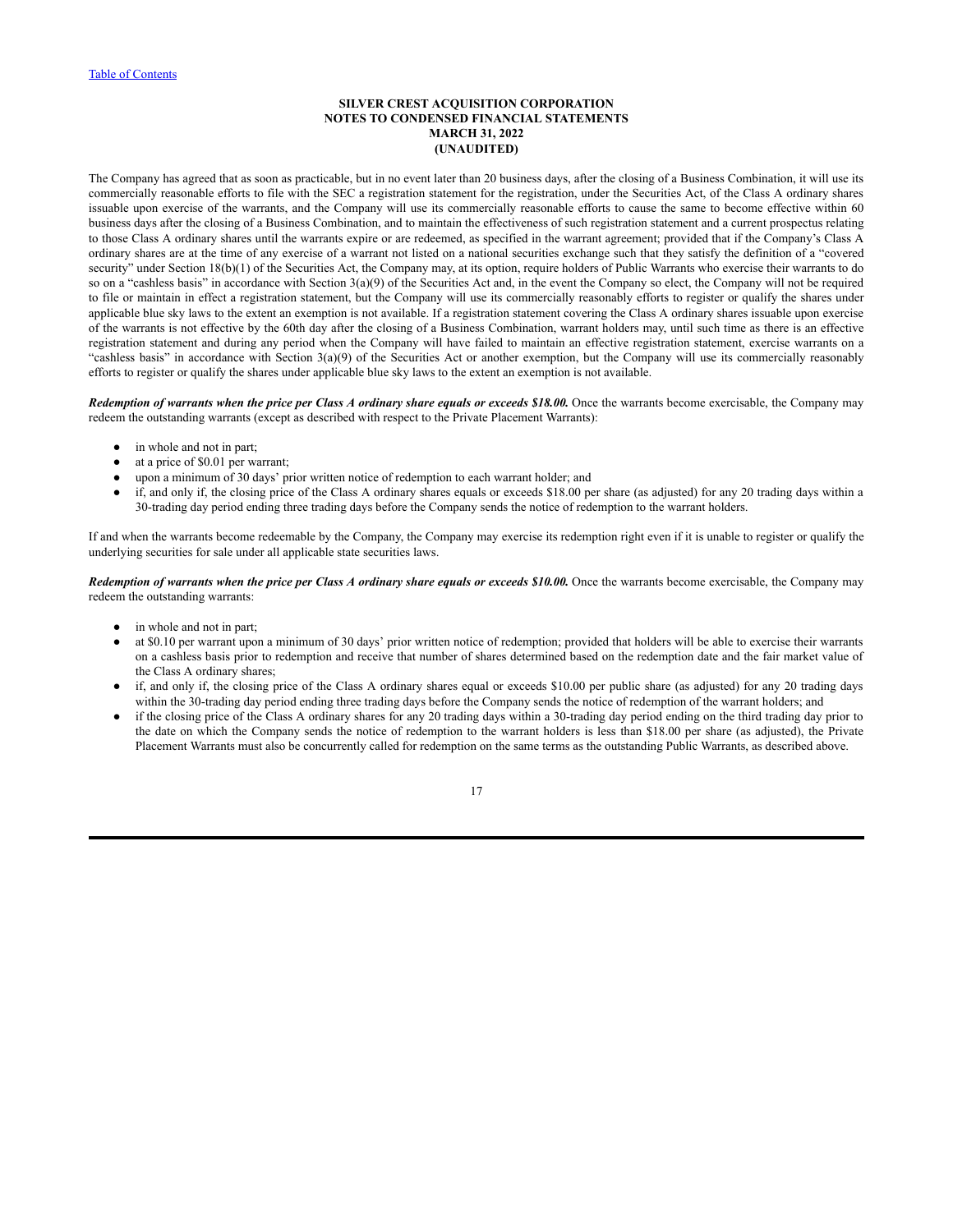The Company has agreed that as soon as practicable, but in no event later than 20 business days, after the closing of a Business Combination, it will use its commercially reasonable efforts to file with the SEC a registration statement for the registration, under the Securities Act, of the Class A ordinary shares issuable upon exercise of the warrants, and the Company will use its commercially reasonable efforts to cause the same to become effective within 60 business days after the closing of a Business Combination, and to maintain the effectiveness of such registration statement and a current prospectus relating to those Class A ordinary shares until the warrants expire or are redeemed, as specified in the warrant agreement; provided that if the Company's Class A ordinary shares are at the time of any exercise of a warrant not listed on a national securities exchange such that they satisfy the definition of a "covered security" under Section 18(b)(1) of the Securities Act, the Company may, at its option, require holders of Public Warrants who exercise their warrants to do so on a "cashless basis" in accordance with Section 3(a)(9) of the Securities Act and, in the event the Company so elect, the Company will not be required to file or maintain in effect a registration statement, but the Company will use its commercially reasonably efforts to register or qualify the shares under applicable blue sky laws to the extent an exemption is not available. If a registration statement covering the Class A ordinary shares issuable upon exercise of the warrants is not effective by the 60th day after the closing of a Business Combination, warrant holders may, until such time as there is an effective registration statement and during any period when the Company will have failed to maintain an effective registration statement, exercise warrants on a "cashless basis" in accordance with Section 3(a)(9) of the Securities Act or another exemption, but the Company will use its commercially reasonably efforts to register or qualify the shares under applicable blue sky laws to the extent an exemption is not available.

***Redemption of warrants when the price per Class A ordinary share equals or exceeds $18.00.*** Once the warrants become exercisable, the Company may redeem the outstanding warrants (except as described with respect to the Private Placement Warrants):

- in whole and not in part;
- at a price of $0.01 per warrant;
- upon a minimum of 30 days' prior written notice of redemption to each warrant holder; and
- if, and only if, the closing price of the Class A ordinary shares equals or exceeds $18.00 per share (as adjusted) for any 20 trading days within a 30-trading day period ending three trading days before the Company sends the notice of redemption to the warrant holders.

If and when the warrants become redeemable by the Company, the Company may exercise its redemption right even if it is unable to register or qualify the underlying securities for sale under all applicable state securities laws.

***Redemption of warrants when the price per Class A ordinary share equals or exceeds $10.00.*** Once the warrants become exercisable, the Company may redeem the outstanding warrants:

- in whole and not in part;
- at $0.10 per warrant upon a minimum of 30 days' prior written notice of redemption; provided that holders will be able to exercise their warrants on a cashless basis prior to redemption and receive that number of shares determined based on the redemption date and the fair market value of the Class A ordinary shares;
- if, and only if, the closing price of the Class A ordinary shares equal or exceeds $10.00 per public share (as adjusted) for any 20 trading days within the 30-trading day period ending three trading days before the Company sends the notice of redemption of the warrant holders; and
- if the closing price of the Class A ordinary shares for any 20 trading days within a 30-trading day period ending on the third trading day prior to the date on which the Company sends the notice of redemption to the warrant holders is less than $18.00 per share (as adjusted), the Private Placement Warrants must also be concurrently called for redemption on the same terms as the outstanding Public Warrants, as described above.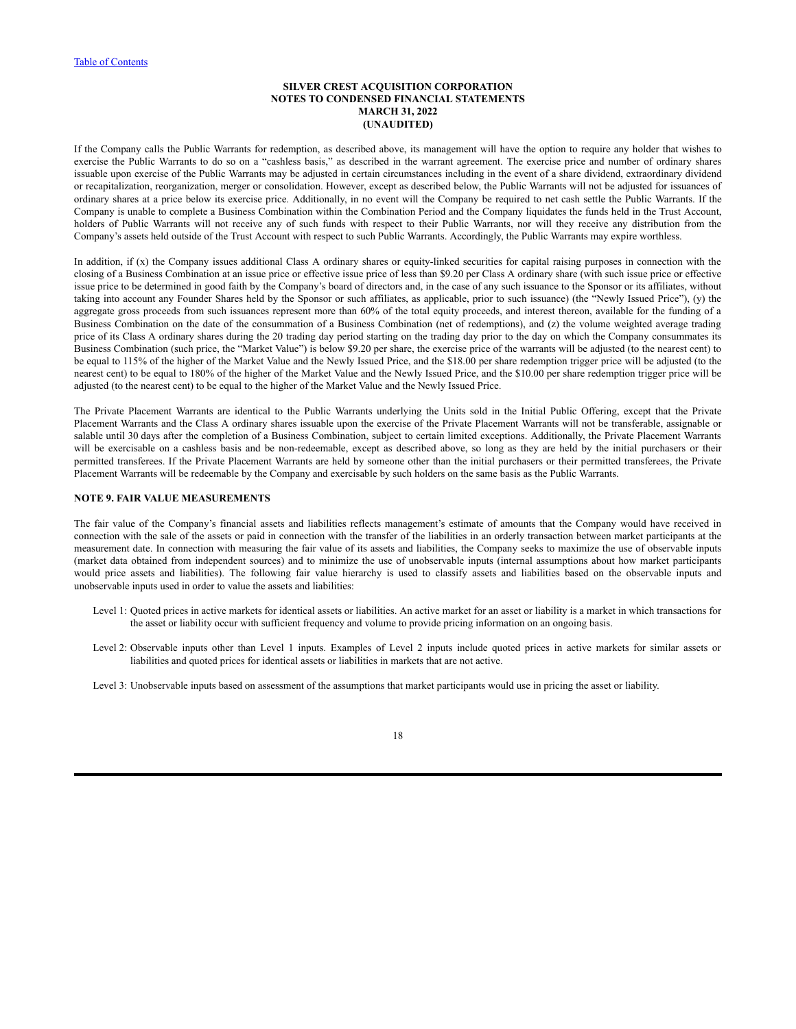If the Company calls the Public Warrants for redemption, as described above, its management will have the option to require any holder that wishes to exercise the Public Warrants to do so on a "cashless basis," as described in the warrant agreement. The exercise price and number of ordinary shares issuable upon exercise of the Public Warrants may be adjusted in certain circumstances including in the event of a share dividend, extraordinary dividend or recapitalization, reorganization, merger or consolidation. However, except as described below, the Public Warrants will not be adjusted for issuances of ordinary shares at a price below its exercise price. Additionally, in no event will the Company be required to net cash settle the Public Warrants. If the Company is unable to complete a Business Combination within the Combination Period and the Company liquidates the funds held in the Trust Account, holders of Public Warrants will not receive any of such funds with respect to their Public Warrants, nor will they receive any distribution from the Company's assets held outside of the Trust Account with respect to such Public Warrants. Accordingly, the Public Warrants may expire worthless.

In addition, if (x) the Company issues additional Class A ordinary shares or equity-linked securities for capital raising purposes in connection with the closing of a Business Combination at an issue price or effective issue price of less than $9.20 per Class A ordinary share (with such issue price or effective issue price to be determined in good faith by the Company's board of directors and, in the case of any such issuance to the Sponsor or its affiliates, without taking into account any Founder Shares held by the Sponsor or such affiliates, as applicable, prior to such issuance) (the "Newly Issued Price"), (y) the aggregate gross proceeds from such issuances represent more than 60% of the total equity proceeds, and interest thereon, available for the funding of a Business Combination on the date of the consummation of a Business Combination (net of redemptions), and (z) the volume weighted average trading price of its Class A ordinary shares during the 20 trading day period starting on the trading day prior to the day on which the Company consummates its Business Combination (such price, the "Market Value") is below $9.20 per share, the exercise price of the warrants will be adjusted (to the nearest cent) to be equal to 115% of the higher of the Market Value and the Newly Issued Price, and the $18.00 per share redemption trigger price will be adjusted (to the nearest cent) to be equal to 180% of the higher of the Market Value and the Newly Issued Price, and the $10.00 per share redemption trigger price will be adjusted (to the nearest cent) to be equal to the higher of the Market Value and the Newly Issued Price.

The Private Placement Warrants are identical to the Public Warrants underlying the Units sold in the Initial Public Offering, except that the Private Placement Warrants and the Class A ordinary shares issuable upon the exercise of the Private Placement Warrants will not be transferable, assignable or salable until 30 days after the completion of a Business Combination, subject to certain limited exceptions. Additionally, the Private Placement Warrants will be exercisable on a cashless basis and be non-redeemable, except as described above, so long as they are held by the initial purchasers or their permitted transferees. If the Private Placement Warrants are held by someone other than the initial purchasers or their permitted transferees, the Private Placement Warrants will be redeemable by the Company and exercisable by such holders on the same basis as the Public Warrants.

## NOTE 9. FAIR VALUE MEASUREMENTS

The fair value of the Company's financial assets and liabilities reflects management's estimate of amounts that the Company would have received in connection with the sale of the assets or paid in connection with the transfer of the liabilities in an orderly transaction between market participants at the measurement date. In connection with measuring the fair value of its assets and liabilities, the Company seeks to maximize the use of observable inputs (market data obtained from independent sources) and to minimize the use of unobservable inputs (internal assumptions about how market participants would price assets and liabilities). The following fair value hierarchy is used to classify assets and liabilities based on the observable inputs and unobservable inputs used in order to value the assets and liabilities:

- Level 1: Quoted prices in active markets for identical assets or liabilities. An active market for an asset or liability is a market in which transactions for the asset or liability occur with sufficient frequency and volume to provide pricing information on an ongoing basis.
- Level 2: Observable inputs other than Level 1 inputs. Examples of Level 2 inputs include quoted prices in active markets for similar assets or liabilities and quoted prices for identical assets or liabilities in markets that are not active.
- Level 3: Unobservable inputs based on assessment of the assumptions that market participants would use in pricing the asset or liability.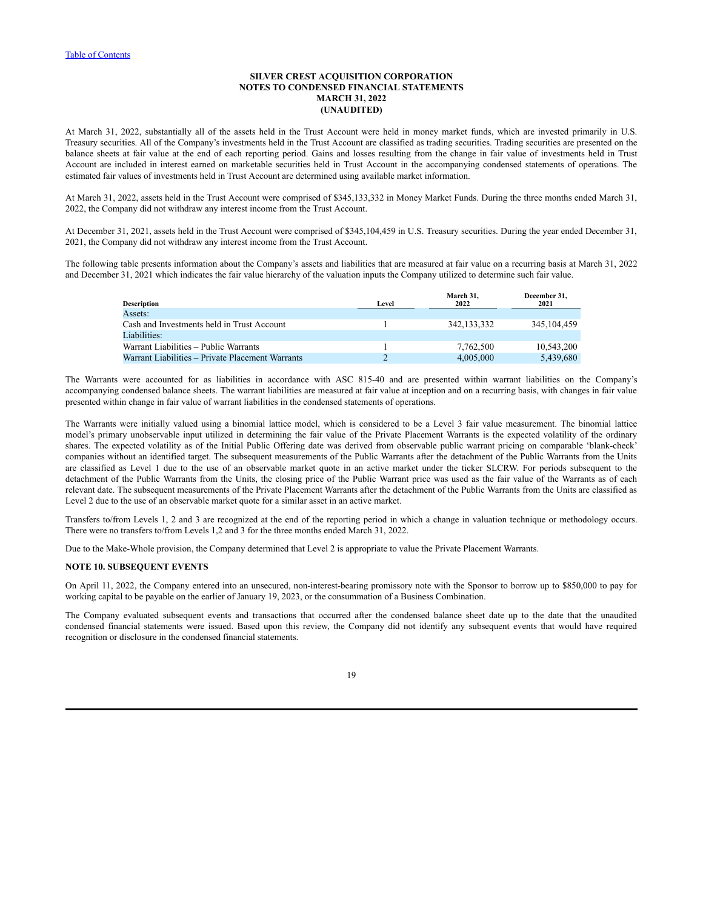[Table of Contents](#)

**SILVER CREST ACQUISITION CORPORATION**
**NOTES TO CONDENSED FINANCIAL STATEMENTS**
**MARCH 31, 2022**
**(UNAUDITED)**

At March 31, 2022, substantially all of the assets held in the Trust Account were held in money market funds, which are invested primarily in U.S. Treasury securities. All of the Company's investments held in the Trust Account are classified as trading securities. Trading securities are presented on the balance sheets at fair value at the end of each reporting period. Gains and losses resulting from the change in fair value of investments held in Trust Account are included in interest earned on marketable securities held in Trust Account in the accompanying condensed statements of operations. The estimated fair values of investments held in Trust Account are determined using available market information.

At March 31, 2022, assets held in the Trust Account were comprised of $345,133,332 in Money Market Funds. During the three months ended March 31, 2022, the Company did not withdraw any interest income from the Trust Account.

At December 31, 2021, assets held in the Trust Account were comprised of $345,104,459 in U.S. Treasury securities. During the year ended December 31, 2021, the Company did not withdraw any interest income from the Trust Account.

The following table presents information about the Company's assets and liabilities that are measured at fair value on a recurring basis at March 31, 2022 and December 31, 2021 which indicates the fair value hierarchy of the valuation inputs the Company utilized to determine such fair value.

| Description | Level | March 31, 2022 | December 31, 2021 |
|---|---|---|---|
| Assets: | | | |
| Cash and Investments held in Trust Account | 1 | 342,133,332 | 345,104,459 |
| Liabilities: | | | |
| Warrant Liabilities – Public Warrants | 1 | 7,762,500 | 10,543,200 |
| Warrant Liabilities – Private Placement Warrants | 2 | 4,005,000 | 5,439,680 |

The Warrants were accounted for as liabilities in accordance with ASC 815-40 and are presented within warrant liabilities on the Company's accompanying condensed balance sheets. The warrant liabilities are measured at fair value at inception and on a recurring basis, with changes in fair value presented within change in fair value of warrant liabilities in the condensed statements of operations.

The Warrants were initially valued using a binomial lattice model, which is considered to be a Level 3 fair value measurement. The binomial lattice model's primary unobservable input utilized in determining the fair value of the Private Placement Warrants is the expected volatility of the ordinary shares. The expected volatility as of the Initial Public Offering date was derived from observable public warrant pricing on comparable 'blank-check' companies without an identified target. The subsequent measurements of the Public Warrants after the detachment of the Public Warrants from the Units are classified as Level 1 due to the use of an observable market quote in an active market under the ticker SLCRW. For periods subsequent to the detachment of the Public Warrants from the Units, the closing price of the Public Warrant price was used as the fair value of the Warrants as of each relevant date. The subsequent measurements of the Private Placement Warrants after the detachment of the Public Warrants from the Units are classified as Level 2 due to the use of an observable market quote for a similar asset in an active market.

Transfers to/from Levels 1, 2 and 3 are recognized at the end of the reporting period in which a change in valuation technique or methodology occurs. There were no transfers to/from Levels 1,2 and 3 for the three months ended March 31, 2022.

Due to the Make-Whole provision, the Company determined that Level 2 is appropriate to value the Private Placement Warrants.

**NOTE 10. SUBSEQUENT EVENTS**

On April 11, 2022, the Company entered into an unsecured, non-interest-bearing promissory note with the Sponsor to borrow up to $850,000 to pay for working capital to be payable on the earlier of January 19, 2023, or the consummation of a Business Combination.

The Company evaluated subsequent events and transactions that occurred after the condensed balance sheet date up to the date that the unaudited condensed financial statements were issued. Based upon this review, the Company did not identify any subsequent events that would have required recognition or disclosure in the condensed financial statements.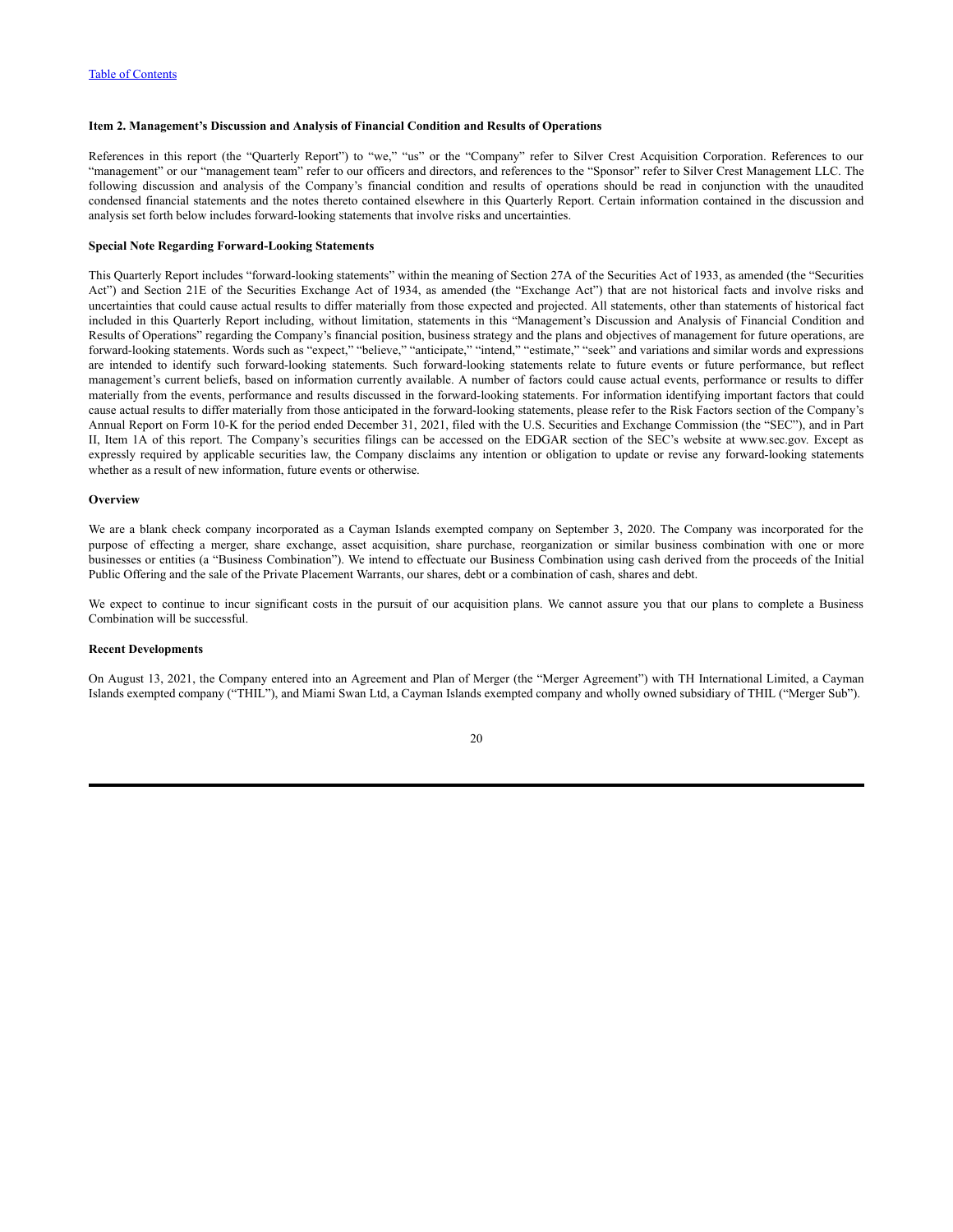## Item 2. Management's Discussion and Analysis of Financial Condition and Results of Operations

References in this report (the "Quarterly Report") to "we," "us" or the "Company" refer to Silver Crest Acquisition Corporation. References to our "management" or our "management team" refer to our officers and directors, and references to the "Sponsor" refer to Silver Crest Management LLC. The following discussion and analysis of the Company's financial condition and results of operations should be read in conjunction with the unaudited condensed financial statements and the notes thereto contained elsewhere in this Quarterly Report. Certain information contained in the discussion and analysis set forth below includes forward-looking statements that involve risks and uncertainties.

### Special Note Regarding Forward-Looking Statements

This Quarterly Report includes "forward-looking statements" within the meaning of Section 27A of the Securities Act of 1933, as amended (the "Securities Act") and Section 21E of the Securities Exchange Act of 1934, as amended (the "Exchange Act") that are not historical facts and involve risks and uncertainties that could cause actual results to differ materially from those expected and projected. All statements, other than statements of historical fact included in this Quarterly Report including, without limitation, statements in this "Management's Discussion and Analysis of Financial Condition and Results of Operations" regarding the Company's financial position, business strategy and the plans and objectives of management for future operations, are forward-looking statements. Words such as "expect," "believe," "anticipate," "intend," "estimate," "seek" and variations and similar words and expressions are intended to identify such forward-looking statements. Such forward-looking statements relate to future events or future performance, but reflect management's current beliefs, based on information currently available. A number of factors could cause actual events, performance or results to differ materially from the events, performance and results discussed in the forward-looking statements. For information identifying important factors that could cause actual results to differ materially from those anticipated in the forward-looking statements, please refer to the Risk Factors section of the Company's Annual Report on Form 10-K for the period ended December 31, 2021, filed with the U.S. Securities and Exchange Commission (the "SEC"), and in Part II, Item 1A of this report. The Company's securities filings can be accessed on the EDGAR section of the SEC's website at www.sec.gov. Except as expressly required by applicable securities law, the Company disclaims any intention or obligation to update or revise any forward-looking statements whether as a result of new information, future events or otherwise.

### Overview

We are a blank check company incorporated as a Cayman Islands exempted company on September 3, 2020. The Company was incorporated for the purpose of effecting a merger, share exchange, asset acquisition, share purchase, reorganization or similar business combination with one or more businesses or entities (a "Business Combination"). We intend to effectuate our Business Combination using cash derived from the proceeds of the Initial Public Offering and the sale of the Private Placement Warrants, our shares, debt or a combination of cash, shares and debt.

We expect to continue to incur significant costs in the pursuit of our acquisition plans. We cannot assure you that our plans to complete a Business Combination will be successful.

### Recent Developments

On August 13, 2021, the Company entered into an Agreement and Plan of Merger (the "Merger Agreement") with TH International Limited, a Cayman Islands exempted company ("THIL"), and Miami Swan Ltd, a Cayman Islands exempted company and wholly owned subsidiary of THIL ("Merger Sub").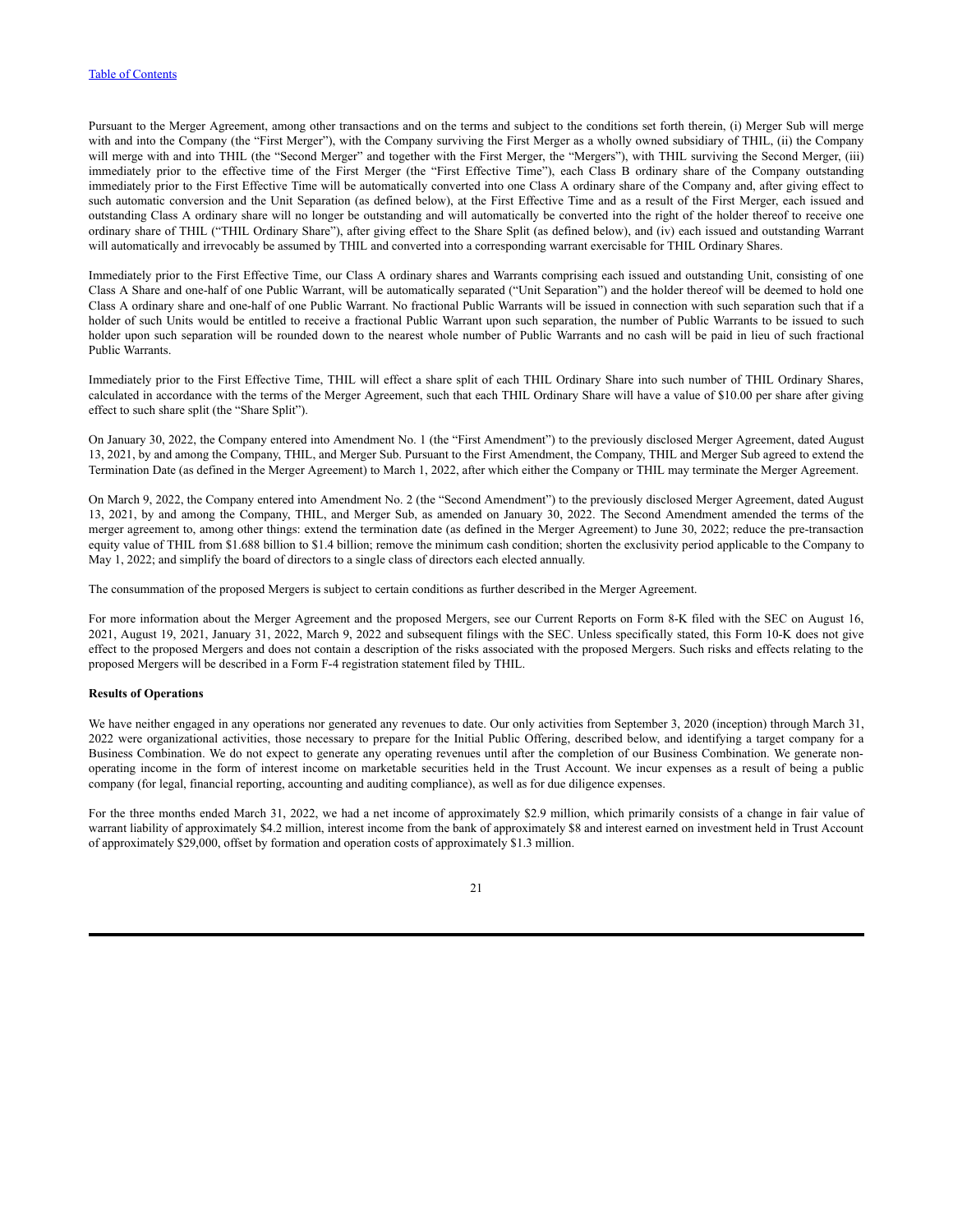Pursuant to the Merger Agreement, among other transactions and on the terms and subject to the conditions set forth therein, (i) Merger Sub will merge with and into the Company (the "First Merger"), with the Company surviving the First Merger as a wholly owned subsidiary of THIL, (ii) the Company will merge with and into THIL (the "Second Merger" and together with the First Merger, the "Mergers"), with THIL surviving the Second Merger, (iii) immediately prior to the effective time of the First Merger (the "First Effective Time"), each Class B ordinary share of the Company outstanding immediately prior to the First Effective Time will be automatically converted into one Class A ordinary share of the Company and, after giving effect to such automatic conversion and the Unit Separation (as defined below), at the First Effective Time and as a result of the First Merger, each issued and outstanding Class A ordinary share will no longer be outstanding and will automatically be converted into the right of the holder thereof to receive one ordinary share of THIL ("THIL Ordinary Share"), after giving effect to the Share Split (as defined below), and (iv) each issued and outstanding Warrant will automatically and irrevocably be assumed by THIL and converted into a corresponding warrant exercisable for THIL Ordinary Shares.

Immediately prior to the First Effective Time, our Class A ordinary shares and Warrants comprising each issued and outstanding Unit, consisting of one Class A Share and one-half of one Public Warrant, will be automatically separated ("Unit Separation") and the holder thereof will be deemed to hold one Class A ordinary share and one-half of one Public Warrant. No fractional Public Warrants will be issued in connection with such separation such that if a holder of such Units would be entitled to receive a fractional Public Warrant upon such separation, the number of Public Warrants to be issued to such holder upon such separation will be rounded down to the nearest whole number of Public Warrants and no cash will be paid in lieu of such fractional Public Warrants.

Immediately prior to the First Effective Time, THIL will effect a share split of each THIL Ordinary Share into such number of THIL Ordinary Shares, calculated in accordance with the terms of the Merger Agreement, such that each THIL Ordinary Share will have a value of $10.00 per share after giving effect to such share split (the "Share Split").

On January 30, 2022, the Company entered into Amendment No. 1 (the "First Amendment") to the previously disclosed Merger Agreement, dated August 13, 2021, by and among the Company, THIL, and Merger Sub. Pursuant to the First Amendment, the Company, THIL and Merger Sub agreed to extend the Termination Date (as defined in the Merger Agreement) to March 1, 2022, after which either the Company or THIL may terminate the Merger Agreement.

On March 9, 2022, the Company entered into Amendment No. 2 (the "Second Amendment") to the previously disclosed Merger Agreement, dated August 13, 2021, by and among the Company, THIL, and Merger Sub, as amended on January 30, 2022. The Second Amendment amended the terms of the merger agreement to, among other things: extend the termination date (as defined in the Merger Agreement) to June 30, 2022; reduce the pre-transaction equity value of THIL from $1.688 billion to $1.4 billion; remove the minimum cash condition; shorten the exclusivity period applicable to the Company to May 1, 2022; and simplify the board of directors to a single class of directors each elected annually.

The consummation of the proposed Mergers is subject to certain conditions as further described in the Merger Agreement.

For more information about the Merger Agreement and the proposed Mergers, see our Current Reports on Form 8-K filed with the SEC on August 16, 2021, August 19, 2021, January 31, 2022, March 9, 2022 and subsequent filings with the SEC. Unless specifically stated, this Form 10-K does not give effect to the proposed Mergers and does not contain a description of the risks associated with the proposed Mergers. Such risks and effects relating to the proposed Mergers will be described in a Form F-4 registration statement filed by THIL.

**Results of Operations**

We have neither engaged in any operations nor generated any revenues to date. Our only activities from September 3, 2020 (inception) through March 31, 2022 were organizational activities, those necessary to prepare for the Initial Public Offering, described below, and identifying a target company for a Business Combination. We do not expect to generate any operating revenues until after the completion of our Business Combination. We generate non-operating income in the form of interest income on marketable securities held in the Trust Account. We incur expenses as a result of being a public company (for legal, financial reporting, accounting and auditing compliance), as well as for due diligence expenses.

For the three months ended March 31, 2022, we had a net income of approximately $2.9 million, which primarily consists of a change in fair value of warrant liability of approximately $4.2 million, interest income from the bank of approximately $8 and interest earned on investment held in Trust Account of approximately $29,000, offset by formation and operation costs of approximately $1.3 million.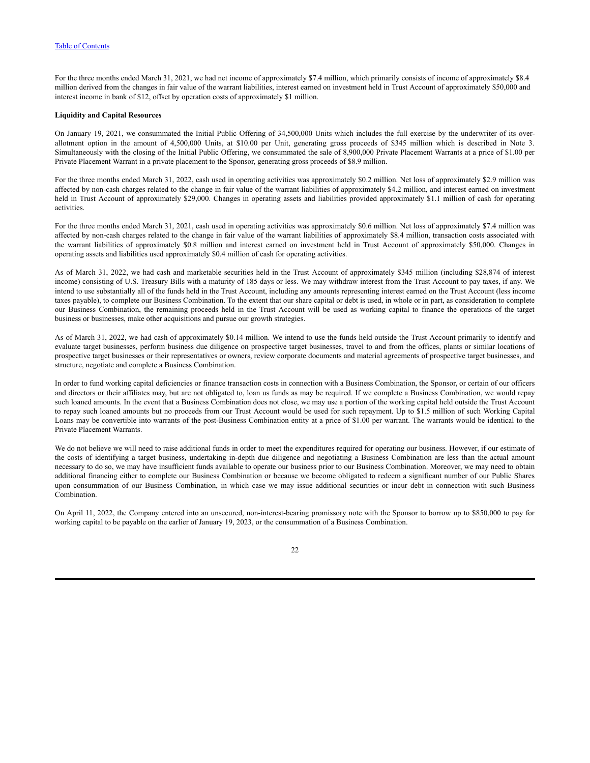For the three months ended March 31, 2021, we had net income of approximately $7.4 million, which primarily consists of income of approximately $8.4 million derived from the changes in fair value of the warrant liabilities, interest earned on investment held in Trust Account of approximately $50,000 and interest income in bank of $12, offset by operation costs of approximately $1 million.

**Liquidity and Capital Resources**

On January 19, 2021, we consummated the Initial Public Offering of 34,500,000 Units which includes the full exercise by the underwriter of its over-allotment option in the amount of 4,500,000 Units, at $10.00 per Unit, generating gross proceeds of $345 million which is described in Note 3. Simultaneously with the closing of the Initial Public Offering, we consummated the sale of 8,900,000 Private Placement Warrants at a price of $1.00 per Private Placement Warrant in a private placement to the Sponsor, generating gross proceeds of $8.9 million.

For the three months ended March 31, 2022, cash used in operating activities was approximately $0.2 million. Net loss of approximately $2.9 million was affected by non-cash charges related to the change in fair value of the warrant liabilities of approximately $4.2 million, and interest earned on investment held in Trust Account of approximately $29,000. Changes in operating assets and liabilities provided approximately $1.1 million of cash for operating activities.

For the three months ended March 31, 2021, cash used in operating activities was approximately $0.6 million. Net loss of approximately $7.4 million was affected by non-cash charges related to the change in fair value of the warrant liabilities of approximately $8.4 million, transaction costs associated with the warrant liabilities of approximately $0.8 million and interest earned on investment held in Trust Account of approximately $50,000. Changes in operating assets and liabilities used approximately $0.4 million of cash for operating activities.

As of March 31, 2022, we had cash and marketable securities held in the Trust Account of approximately $345 million (including $28,874 of interest income) consisting of U.S. Treasury Bills with a maturity of 185 days or less. We may withdraw interest from the Trust Account to pay taxes, if any. We intend to use substantially all of the funds held in the Trust Account, including any amounts representing interest earned on the Trust Account (less income taxes payable), to complete our Business Combination. To the extent that our share capital or debt is used, in whole or in part, as consideration to complete our Business Combination, the remaining proceeds held in the Trust Account will be used as working capital to finance the operations of the target business or businesses, make other acquisitions and pursue our growth strategies.

As of March 31, 2022, we had cash of approximately $0.14 million. We intend to use the funds held outside the Trust Account primarily to identify and evaluate target businesses, perform business due diligence on prospective target businesses, travel to and from the offices, plants or similar locations of prospective target businesses or their representatives or owners, review corporate documents and material agreements of prospective target businesses, and structure, negotiate and complete a Business Combination.

In order to fund working capital deficiencies or finance transaction costs in connection with a Business Combination, the Sponsor, or certain of our officers and directors or their affiliates may, but are not obligated to, loan us funds as may be required. If we complete a Business Combination, we would repay such loaned amounts. In the event that a Business Combination does not close, we may use a portion of the working capital held outside the Trust Account to repay such loaned amounts but no proceeds from our Trust Account would be used for such repayment. Up to $1.5 million of such Working Capital Loans may be convertible into warrants of the post-Business Combination entity at a price of $1.00 per warrant. The warrants would be identical to the Private Placement Warrants.

We do not believe we will need to raise additional funds in order to meet the expenditures required for operating our business. However, if our estimate of the costs of identifying a target business, undertaking in-depth due diligence and negotiating a Business Combination are less than the actual amount necessary to do so, we may have insufficient funds available to operate our business prior to our Business Combination. Moreover, we may need to obtain additional financing either to complete our Business Combination or because we become obligated to redeem a significant number of our Public Shares upon consummation of our Business Combination, in which case we may issue additional securities or incur debt in connection with such Business Combination.

On April 11, 2022, the Company entered into an unsecured, non-interest-bearing promissory note with the Sponsor to borrow up to $850,000 to pay for working capital to be payable on the earlier of January 19, 2023, or the consummation of a Business Combination.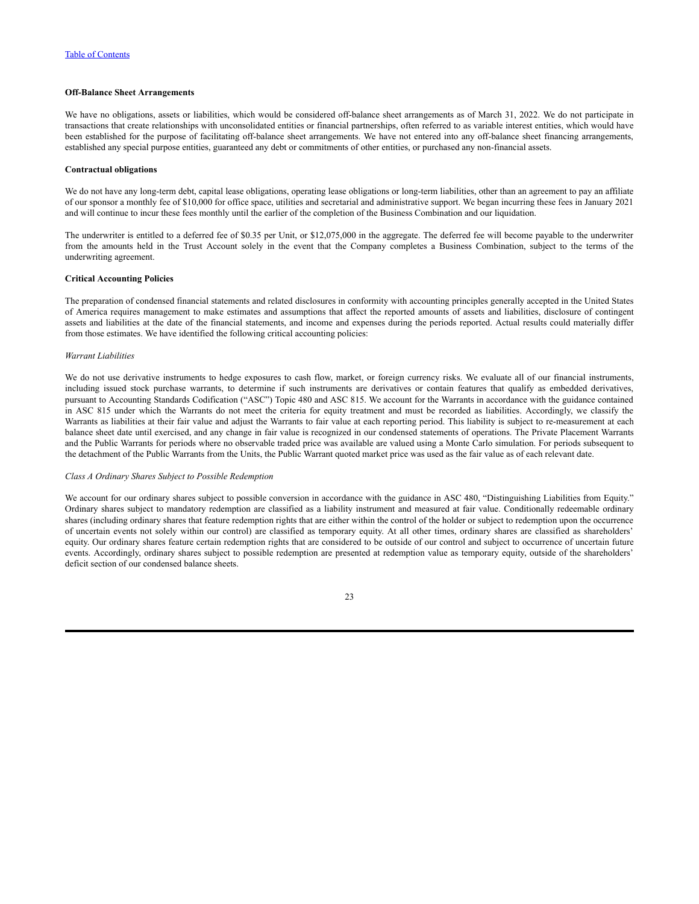### Off-Balance Sheet Arrangements

We have no obligations, assets or liabilities, which would be considered off-balance sheet arrangements as of March 31, 2022. We do not participate in transactions that create relationships with unconsolidated entities or financial partnerships, often referred to as variable interest entities, which would have been established for the purpose of facilitating off-balance sheet arrangements. We have not entered into any off-balance sheet financing arrangements, established any special purpose entities, guaranteed any debt or commitments of other entities, or purchased any non-financial assets.

### Contractual obligations

We do not have any long-term debt, capital lease obligations, operating lease obligations or long-term liabilities, other than an agreement to pay an affiliate of our sponsor a monthly fee of $10,000 for office space, utilities and secretarial and administrative support. We began incurring these fees in January 2021 and will continue to incur these fees monthly until the earlier of the completion of the Business Combination and our liquidation.

The underwriter is entitled to a deferred fee of $0.35 per Unit, or $12,075,000 in the aggregate. The deferred fee will become payable to the underwriter from the amounts held in the Trust Account solely in the event that the Company completes a Business Combination, subject to the terms of the underwriting agreement.

### Critical Accounting Policies

The preparation of condensed financial statements and related disclosures in conformity with accounting principles generally accepted in the United States of America requires management to make estimates and assumptions that affect the reported amounts of assets and liabilities, disclosure of contingent assets and liabilities at the date of the financial statements, and income and expenses during the periods reported. Actual results could materially differ from those estimates. We have identified the following critical accounting policies:

*Warrant Liabilities*

We do not use derivative instruments to hedge exposures to cash flow, market, or foreign currency risks. We evaluate all of our financial instruments, including issued stock purchase warrants, to determine if such instruments are derivatives or contain features that qualify as embedded derivatives, pursuant to Accounting Standards Codification ("ASC") Topic 480 and ASC 815. We account for the Warrants in accordance with the guidance contained in ASC 815 under which the Warrants do not meet the criteria for equity treatment and must be recorded as liabilities. Accordingly, we classify the Warrants as liabilities at their fair value and adjust the Warrants to fair value at each reporting period. This liability is subject to re-measurement at each balance sheet date until exercised, and any change in fair value is recognized in our condensed statements of operations. The Private Placement Warrants and the Public Warrants for periods where no observable traded price was available are valued using a Monte Carlo simulation. For periods subsequent to the detachment of the Public Warrants from the Units, the Public Warrant quoted market price was used as the fair value as of each relevant date.

*Class A Ordinary Shares Subject to Possible Redemption*

We account for our ordinary shares subject to possible conversion in accordance with the guidance in ASC 480, "Distinguishing Liabilities from Equity." Ordinary shares subject to mandatory redemption are classified as a liability instrument and measured at fair value. Conditionally redeemable ordinary shares (including ordinary shares that feature redemption rights that are either within the control of the holder or subject to redemption upon the occurrence of uncertain events not solely within our control) are classified as temporary equity. At all other times, ordinary shares are classified as shareholders' equity. Our ordinary shares feature certain redemption rights that are considered to be outside of our control and subject to occurrence of uncertain future events. Accordingly, ordinary shares subject to possible redemption are presented at redemption value as temporary equity, outside of the shareholders' deficit section of our condensed balance sheets.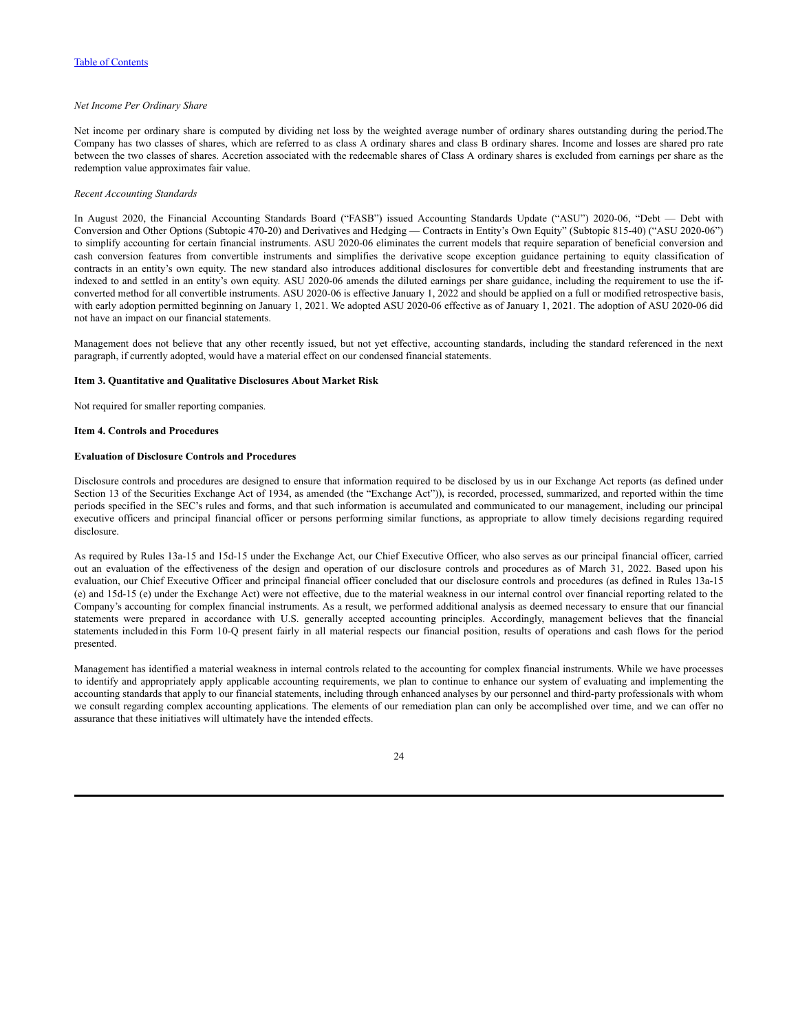*Net Income Per Ordinary Share*

Net income per ordinary share is computed by dividing net loss by the weighted average number of ordinary shares outstanding during the period.The Company has two classes of shares, which are referred to as class A ordinary shares and class B ordinary shares. Income and losses are shared pro rate between the two classes of shares. Accretion associated with the redeemable shares of Class A ordinary shares is excluded from earnings per share as the redemption value approximates fair value.

*Recent Accounting Standards*

In August 2020, the Financial Accounting Standards Board ("FASB") issued Accounting Standards Update ("ASU") 2020-06, "Debt — Debt with Conversion and Other Options (Subtopic 470-20) and Derivatives and Hedging — Contracts in Entity's Own Equity" (Subtopic 815-40) ("ASU 2020-06") to simplify accounting for certain financial instruments. ASU 2020-06 eliminates the current models that require separation of beneficial conversion and cash conversion features from convertible instruments and simplifies the derivative scope exception guidance pertaining to equity classification of contracts in an entity's own equity. The new standard also introduces additional disclosures for convertible debt and freestanding instruments that are indexed to and settled in an entity's own equity. ASU 2020-06 amends the diluted earnings per share guidance, including the requirement to use the if-converted method for all convertible instruments. ASU 2020-06 is effective January 1, 2022 and should be applied on a full or modified retrospective basis, with early adoption permitted beginning on January 1, 2021. We adopted ASU 2020-06 effective as of January 1, 2021. The adoption of ASU 2020-06 did not have an impact on our financial statements.

Management does not believe that any other recently issued, but not yet effective, accounting standards, including the standard referenced in the next paragraph, if currently adopted, would have a material effect on our condensed financial statements.

**Item 3. Quantitative and Qualitative Disclosures About Market Risk**

Not required for smaller reporting companies.

**Item 4. Controls and Procedures**

**Evaluation of Disclosure Controls and Procedures**

Disclosure controls and procedures are designed to ensure that information required to be disclosed by us in our Exchange Act reports (as defined under Section 13 of the Securities Exchange Act of 1934, as amended (the "Exchange Act")), is recorded, processed, summarized, and reported within the time periods specified in the SEC's rules and forms, and that such information is accumulated and communicated to our management, including our principal executive officers and principal financial officer or persons performing similar functions, as appropriate to allow timely decisions regarding required disclosure.

As required by Rules 13a-15 and 15d-15 under the Exchange Act, our Chief Executive Officer, who also serves as our principal financial officer, carried out an evaluation of the effectiveness of the design and operation of our disclosure controls and procedures as of March 31, 2022. Based upon his evaluation, our Chief Executive Officer and principal financial officer concluded that our disclosure controls and procedures (as defined in Rules 13a-15 (e) and 15d-15 (e) under the Exchange Act) were not effective, due to the material weakness in our internal control over financial reporting related to the Company's accounting for complex financial instruments. As a result, we performed additional analysis as deemed necessary to ensure that our financial statements were prepared in accordance with U.S. generally accepted accounting principles. Accordingly, management believes that the financial statements included in this Form 10-Q present fairly in all material respects our financial position, results of operations and cash flows for the period presented.

Management has identified a material weakness in internal controls related to the accounting for complex financial instruments. While we have processes to identify and appropriately apply applicable accounting requirements, we plan to continue to enhance our system of evaluating and implementing the accounting standards that apply to our financial statements, including through enhanced analyses by our personnel and third-party professionals with whom we consult regarding complex accounting applications. The elements of our remediation plan can only be accomplished over time, and we can offer no assurance that these initiatives will ultimately have the intended effects.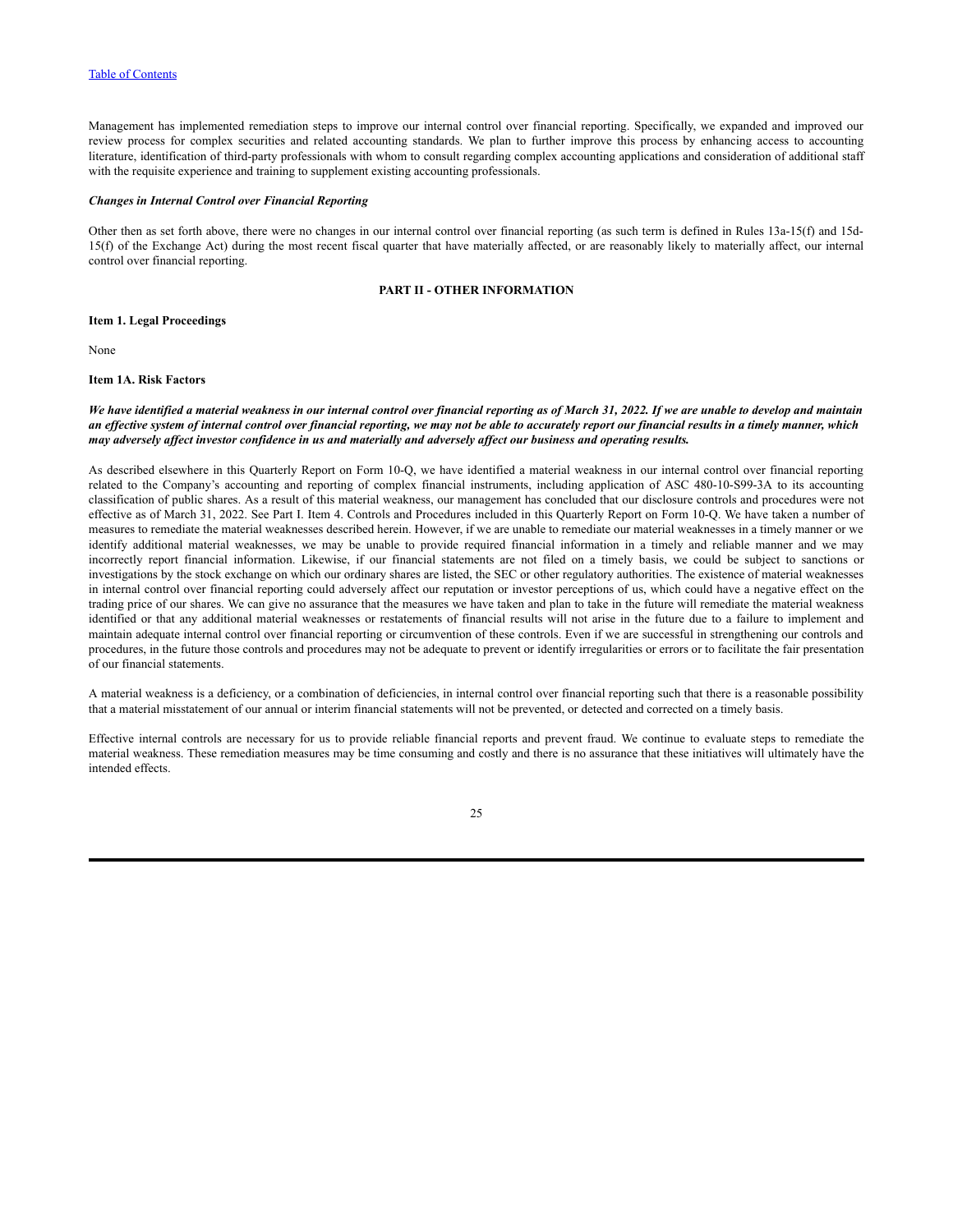Management has implemented remediation steps to improve our internal control over financial reporting. Specifically, we expanded and improved our review process for complex securities and related accounting standards. We plan to further improve this process by enhancing access to accounting literature, identification of third-party professionals with whom to consult regarding complex accounting applications and consideration of additional staff with the requisite experience and training to supplement existing accounting professionals.

***Changes in Internal Control over Financial Reporting***

Other then as set forth above, there were no changes in our internal control over financial reporting (as such term is defined in Rules 13a-15(f) and 15d-15(f) of the Exchange Act) during the most recent fiscal quarter that have materially affected, or are reasonably likely to materially affect, our internal control over financial reporting.

## PART II - OTHER INFORMATION

**Item 1. Legal Proceedings**

None

**Item 1A. Risk Factors**

***We have identified a material weakness in our internal control over financial reporting as of March 31, 2022. If we are unable to develop and maintain an effective system of internal control over financial reporting, we may not be able to accurately report our financial results in a timely manner, which may adversely affect investor confidence in us and materially and adversely affect our business and operating results.***

As described elsewhere in this Quarterly Report on Form 10-Q, we have identified a material weakness in our internal control over financial reporting related to the Company's accounting and reporting of complex financial instruments, including application of ASC 480-10-S99-3A to its accounting classification of public shares. As a result of this material weakness, our management has concluded that our disclosure controls and procedures were not effective as of March 31, 2022. See Part I. Item 4. Controls and Procedures included in this Quarterly Report on Form 10-Q. We have taken a number of measures to remediate the material weaknesses described herein. However, if we are unable to remediate our material weaknesses in a timely manner or we identify additional material weaknesses, we may be unable to provide required financial information in a timely and reliable manner and we may incorrectly report financial information. Likewise, if our financial statements are not filed on a timely basis, we could be subject to sanctions or investigations by the stock exchange on which our ordinary shares are listed, the SEC or other regulatory authorities. The existence of material weaknesses in internal control over financial reporting could adversely affect our reputation or investor perceptions of us, which could have a negative effect on the trading price of our shares. We can give no assurance that the measures we have taken and plan to take in the future will remediate the material weakness identified or that any additional material weaknesses or restatements of financial results will not arise in the future due to a failure to implement and maintain adequate internal control over financial reporting or circumvention of these controls. Even if we are successful in strengthening our controls and procedures, in the future those controls and procedures may not be adequate to prevent or identify irregularities or errors or to facilitate the fair presentation of our financial statements.

A material weakness is a deficiency, or a combination of deficiencies, in internal control over financial reporting such that there is a reasonable possibility that a material misstatement of our annual or interim financial statements will not be prevented, or detected and corrected on a timely basis.

Effective internal controls are necessary for us to provide reliable financial reports and prevent fraud. We continue to evaluate steps to remediate the material weakness. These remediation measures may be time consuming and costly and there is no assurance that these initiatives will ultimately have the intended effects.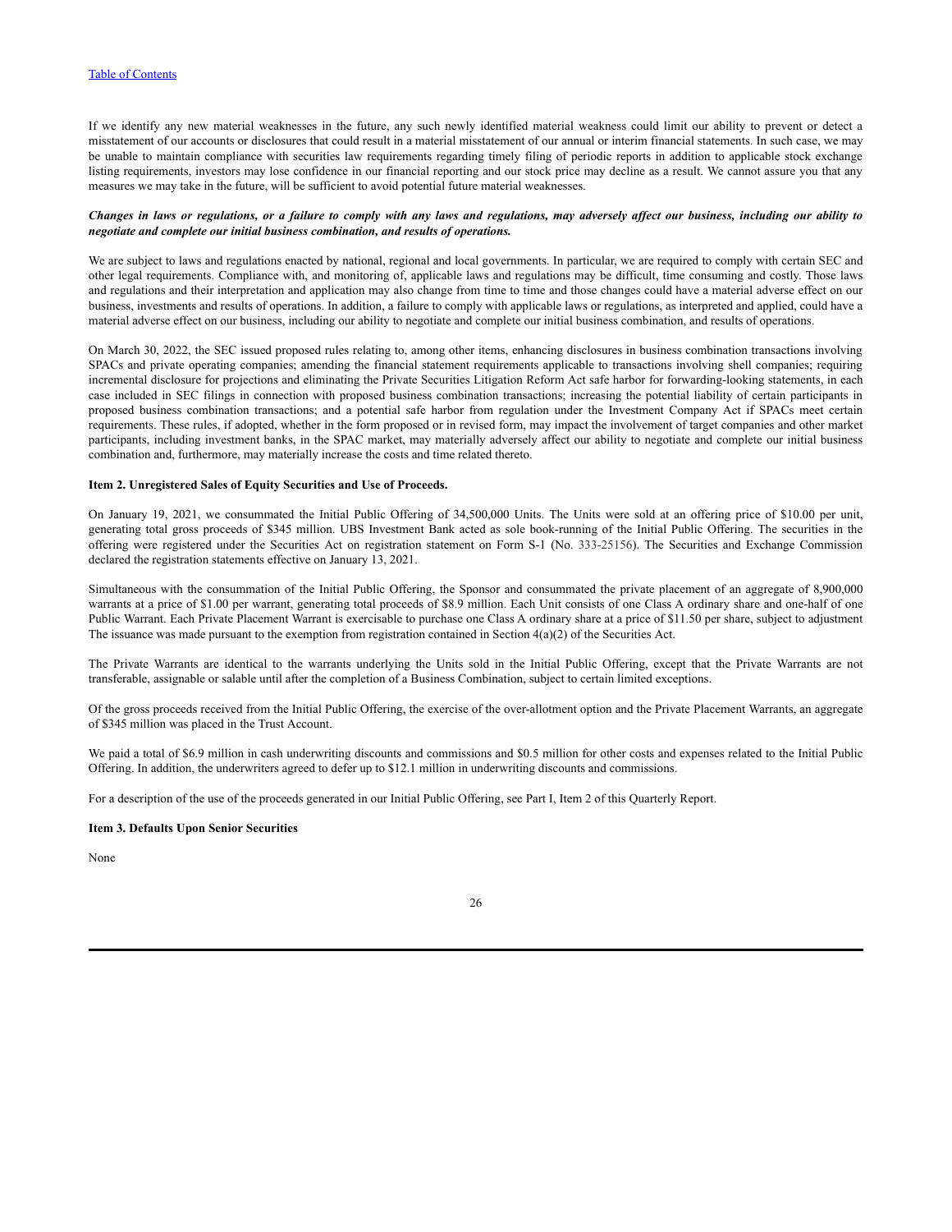[Table of Contents](#)

If we identify any new material weaknesses in the future, any such newly identified material weakness could limit our ability to prevent or detect a misstatement of our accounts or disclosures that could result in a material misstatement of our annual or interim financial statements. In such case, we may be unable to maintain compliance with securities law requirements regarding timely filing of periodic reports in addition to applicable stock exchange listing requirements, investors may lose confidence in our financial reporting and our stock price may decline as a result. We cannot assure you that any measures we may take in the future, will be sufficient to avoid potential future material weaknesses.

***Changes in laws or regulations, or a failure to comply with any laws and regulations, may adversely affect our business, including our ability to negotiate and complete our initial business combination, and results of operations.***

We are subject to laws and regulations enacted by national, regional and local governments. In particular, we are required to comply with certain SEC and other legal requirements. Compliance with, and monitoring of, applicable laws and regulations may be difficult, time consuming and costly. Those laws and regulations and their interpretation and application may also change from time to time and those changes could have a material adverse effect on our business, investments and results of operations. In addition, a failure to comply with applicable laws or regulations, as interpreted and applied, could have a material adverse effect on our business, including our ability to negotiate and complete our initial business combination, and results of operations.

On March 30, 2022, the SEC issued proposed rules relating to, among other items, enhancing disclosures in business combination transactions involving SPACs and private operating companies; amending the financial statement requirements applicable to transactions involving shell companies; requiring incremental disclosure for projections and eliminating the Private Securities Litigation Reform Act safe harbor for forwarding-looking statements, in each case included in SEC filings in connection with proposed business combination transactions; increasing the potential liability of certain participants in proposed business combination transactions; and a potential safe harbor from regulation under the Investment Company Act if SPACs meet certain requirements. These rules, if adopted, whether in the form proposed or in revised form, may impact the involvement of target companies and other market participants, including investment banks, in the SPAC market, may materially adversely affect our ability to negotiate and complete our initial business combination and, furthermore, may materially increase the costs and time related thereto.

**Item 2. Unregistered Sales of Equity Securities and Use of Proceeds.**

On January 19, 2021, we consummated the Initial Public Offering of 34,500,000 Units. The Units were sold at an offering price of $10.00 per unit, generating total gross proceeds of $345 million. UBS Investment Bank acted as sole book-running of the Initial Public Offering. The securities in the offering were registered under the Securities Act on registration statement on Form S-1 (No. 333-25156). The Securities and Exchange Commission declared the registration statements effective on January 13, 2021.

Simultaneous with the consummation of the Initial Public Offering, the Sponsor and consummated the private placement of an aggregate of 8,900,000 warrants at a price of $1.00 per warrant, generating total proceeds of $8.9 million. Each Unit consists of one Class A ordinary share and one-half of one Public Warrant. Each Private Placement Warrant is exercisable to purchase one Class A ordinary share at a price of $11.50 per share, subject to adjustment The issuance was made pursuant to the exemption from registration contained in Section 4(a)(2) of the Securities Act.

The Private Warrants are identical to the warrants underlying the Units sold in the Initial Public Offering, except that the Private Warrants are not transferable, assignable or salable until after the completion of a Business Combination, subject to certain limited exceptions.

Of the gross proceeds received from the Initial Public Offering, the exercise of the over-allotment option and the Private Placement Warrants, an aggregate of $345 million was placed in the Trust Account.

We paid a total of $6.9 million in cash underwriting discounts and commissions and $0.5 million for other costs and expenses related to the Initial Public Offering. In addition, the underwriters agreed to defer up to $12.1 million in underwriting discounts and commissions.

For a description of the use of the proceeds generated in our Initial Public Offering, see Part I, Item 2 of this Quarterly Report.

**Item 3. Defaults Upon Senior Securities**

None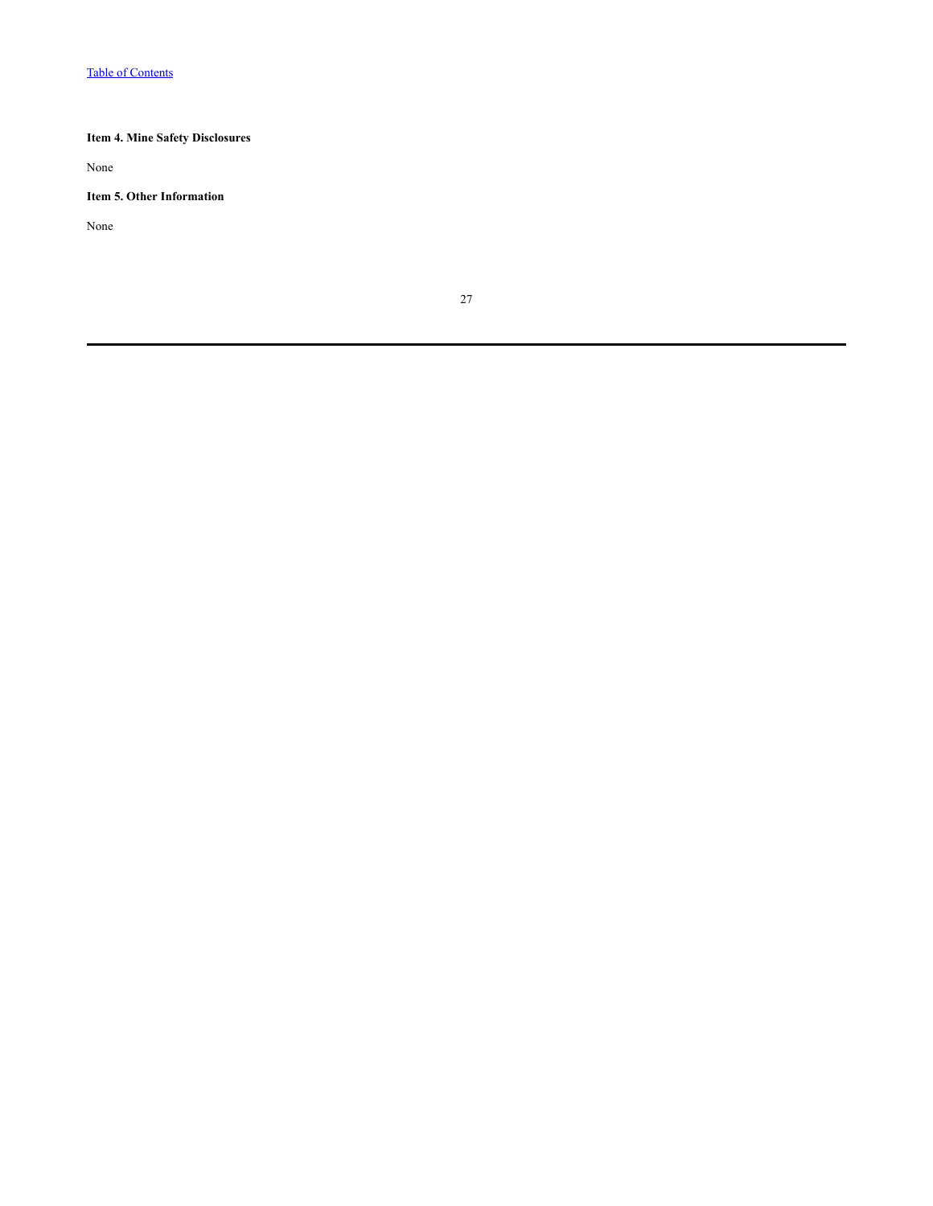**Item 4. Mine Safety Disclosures**

None

**Item 5. Other Information**

None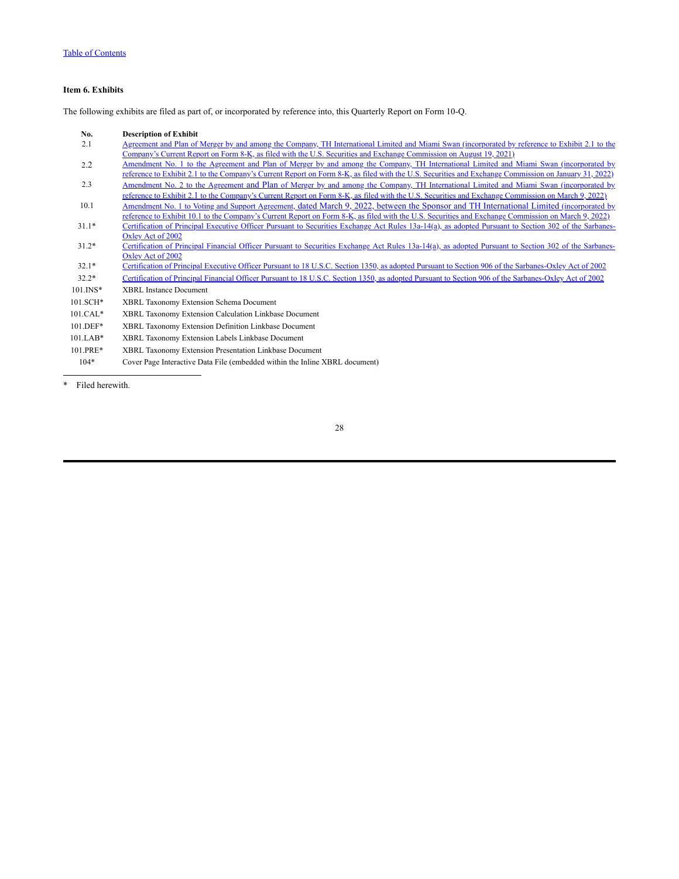### Item 6. Exhibits

The following exhibits are filed as part of, or incorporated by reference into, this Quarterly Report on Form 10-Q.

| No. | Description of Exhibit |
|---|---|
| 2.1 | Agreement and Plan of Merger by and among the Company, TH International Limited and Miami Swan (incorporated by reference to Exhibit 2.1 to the Company's Current Report on Form 8-K, as filed with the U.S. Securities and Exchange Commission on August 19, 2021) |
| 2.2 | Amendment No. 1 to the Agreement and Plan of Merger by and among the Company, TH International Limited and Miami Swan (incorporated by reference to Exhibit 2.1 to the Company's Current Report on Form 8-K, as filed with the U.S. Securities and Exchange Commission on January 31, 2022) |
| 2.3 | Amendment No. 2 to the Agreement and Plan of Merger by and among the Company, TH International Limited and Miami Swan (incorporated by reference to Exhibit 2.1 to the Company's Current Report on Form 8-K, as filed with the U.S. Securities and Exchange Commission on March 9, 2022) |
| 10.1 | Amendment No. 1 to Voting and Support Agreement, dated March 9, 2022, between the Sponsor and TH International Limited (incorporated by reference to Exhibit 10.1 to the Company's Current Report on Form 8-K, as filed with the U.S. Securities and Exchange Commission on March 9, 2022) |
| 31.1* | Certification of Principal Executive Officer Pursuant to Securities Exchange Act Rules 13a-14(a), as adopted Pursuant to Section 302 of the Sarbanes-Oxley Act of 2002 |
| 31.2* | Certification of Principal Financial Officer Pursuant to Securities Exchange Act Rules 13a-14(a), as adopted Pursuant to Section 302 of the Sarbanes-Oxley Act of 2002 |
| 32.1* | Certification of Principal Executive Officer Pursuant to 18 U.S.C. Section 1350, as adopted Pursuant to Section 906 of the Sarbanes-Oxley Act of 2002 |
| 32.2* | Certification of Principal Financial Officer Pursuant to 18 U.S.C. Section 1350, as adopted Pursuant to Section 906 of the Sarbanes-Oxley Act of 2002 |
| 101.INS* | XBRL Instance Document |
| 101.SCH* | XBRL Taxonomy Extension Schema Document |
| 101.CAL* | XBRL Taxonomy Extension Calculation Linkbase Document |
| 101.DEF* | XBRL Taxonomy Extension Definition Linkbase Document |
| 101.LAB* | XBRL Taxonomy Extension Labels Linkbase Document |
| 101.PRE* | XBRL Taxonomy Extension Presentation Linkbase Document |
| 104* | Cover Page Interactive Data File (embedded within the Inline XBRL document) |

\* Filed herewith.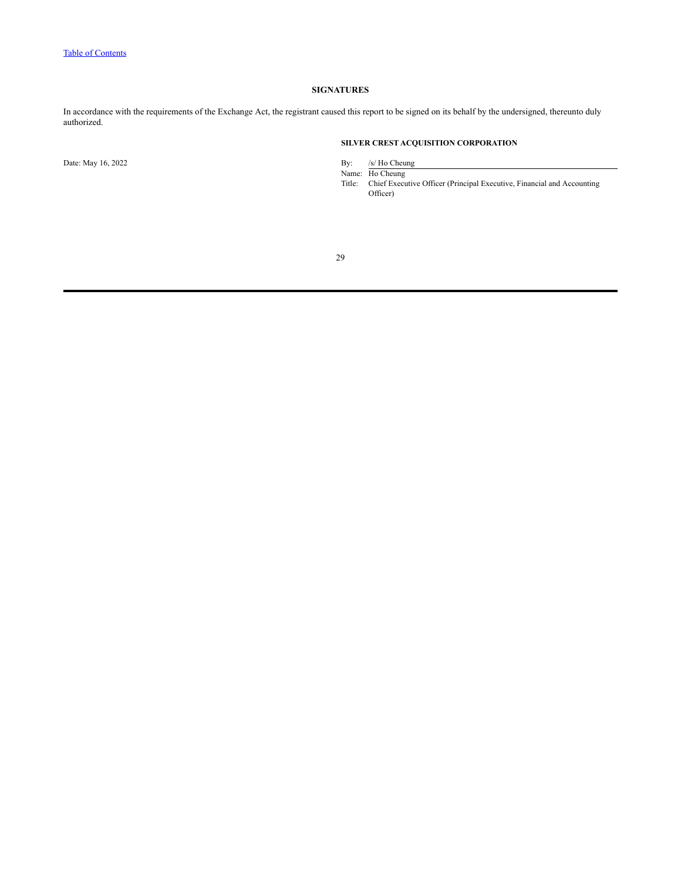## SIGNATURES

In accordance with the requirements of the Exchange Act, the registrant caused this report to be signed on its behalf by the undersigned, thereunto duly authorized.

**SILVER CREST ACQUISITION CORPORATION**

Date: May 16, 2022

By: /s/ Ho Cheung
Name: Ho Cheung
Title: Chief Executive Officer (Principal Executive, Financial and Accounting Officer)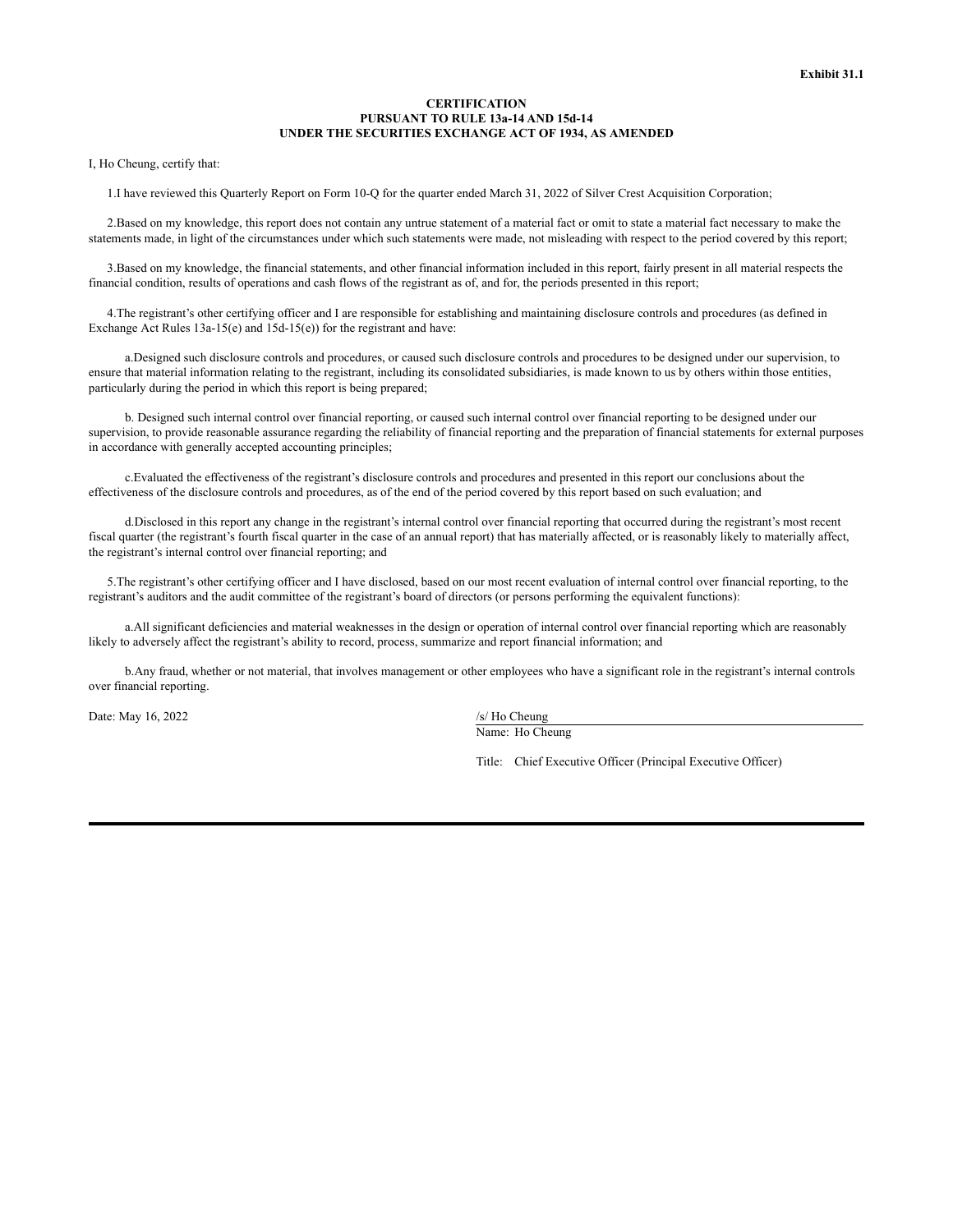**Exhibit 31.1**

**CERTIFICATION**
**PURSUANT TO RULE 13a-14 AND 15d-14**
**UNDER THE SECURITIES EXCHANGE ACT OF 1934, AS AMENDED**

I, Ho Cheung, certify that:

1.I have reviewed this Quarterly Report on Form 10-Q for the quarter ended March 31, 2022 of Silver Crest Acquisition Corporation;

2.Based on my knowledge, this report does not contain any untrue statement of a material fact or omit to state a material fact necessary to make the statements made, in light of the circumstances under which such statements were made, not misleading with respect to the period covered by this report;

3.Based on my knowledge, the financial statements, and other financial information included in this report, fairly present in all material respects the financial condition, results of operations and cash flows of the registrant as of, and for, the periods presented in this report;

4.The registrant's other certifying officer and I are responsible for establishing and maintaining disclosure controls and procedures (as defined in Exchange Act Rules 13a-15(e) and 15d-15(e)) for the registrant and have:

a.Designed such disclosure controls and procedures, or caused such disclosure controls and procedures to be designed under our supervision, to ensure that material information relating to the registrant, including its consolidated subsidiaries, is made known to us by others within those entities, particularly during the period in which this report is being prepared;

b. Designed such internal control over financial reporting, or caused such internal control over financial reporting to be designed under our supervision, to provide reasonable assurance regarding the reliability of financial reporting and the preparation of financial statements for external purposes in accordance with generally accepted accounting principles;

c.Evaluated the effectiveness of the registrant's disclosure controls and procedures and presented in this report our conclusions about the effectiveness of the disclosure controls and procedures, as of the end of the period covered by this report based on such evaluation; and

d.Disclosed in this report any change in the registrant's internal control over financial reporting that occurred during the registrant's most recent fiscal quarter (the registrant's fourth fiscal quarter in the case of an annual report) that has materially affected, or is reasonably likely to materially affect, the registrant's internal control over financial reporting; and

5.The registrant's other certifying officer and I have disclosed, based on our most recent evaluation of internal control over financial reporting, to the registrant's auditors and the audit committee of the registrant's board of directors (or persons performing the equivalent functions):

a.All significant deficiencies and material weaknesses in the design or operation of internal control over financial reporting which are reasonably likely to adversely affect the registrant's ability to record, process, summarize and report financial information; and

b.Any fraud, whether or not material, that involves management or other employees who have a significant role in the registrant's internal controls over financial reporting.

Date: May 16, 2022

/s/ Ho Cheung
Name: Ho Cheung

Title: Chief Executive Officer (Principal Executive Officer)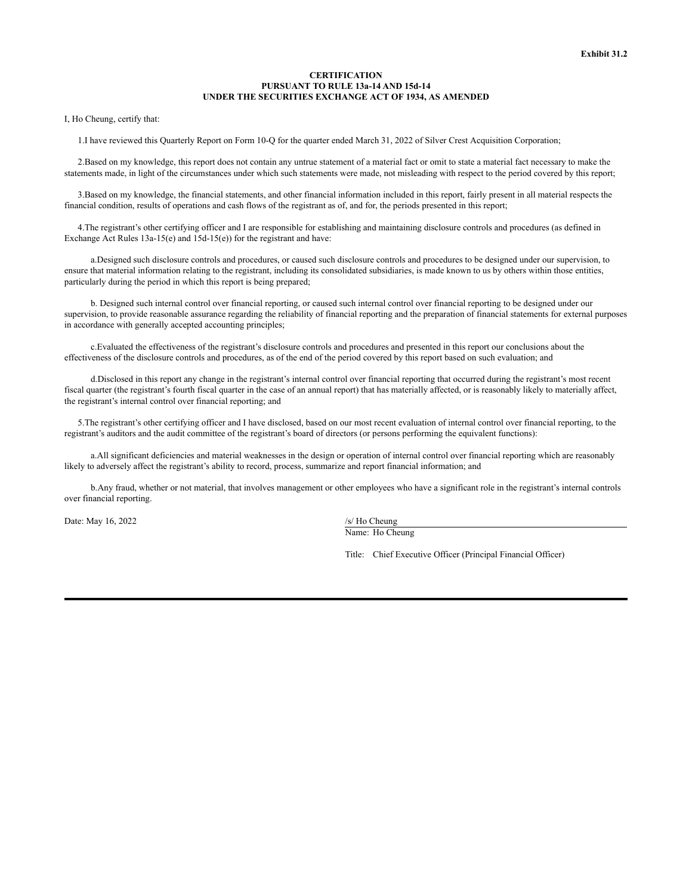**Exhibit 31.2**

**CERTIFICATION**
**PURSUANT TO RULE 13a-14 AND 15d-14**
**UNDER THE SECURITIES EXCHANGE ACT OF 1934, AS AMENDED**

I, Ho Cheung, certify that:

1.I have reviewed this Quarterly Report on Form 10-Q for the quarter ended March 31, 2022 of Silver Crest Acquisition Corporation;

2.Based on my knowledge, this report does not contain any untrue statement of a material fact or omit to state a material fact necessary to make the statements made, in light of the circumstances under which such statements were made, not misleading with respect to the period covered by this report;

3.Based on my knowledge, the financial statements, and other financial information included in this report, fairly present in all material respects the financial condition, results of operations and cash flows of the registrant as of, and for, the periods presented in this report;

4.The registrant's other certifying officer and I are responsible for establishing and maintaining disclosure controls and procedures (as defined in Exchange Act Rules 13a-15(e) and 15d-15(e)) for the registrant and have:

a.Designed such disclosure controls and procedures, or caused such disclosure controls and procedures to be designed under our supervision, to ensure that material information relating to the registrant, including its consolidated subsidiaries, is made known to us by others within those entities, particularly during the period in which this report is being prepared;

b. Designed such internal control over financial reporting, or caused such internal control over financial reporting to be designed under our supervision, to provide reasonable assurance regarding the reliability of financial reporting and the preparation of financial statements for external purposes in accordance with generally accepted accounting principles;

c.Evaluated the effectiveness of the registrant's disclosure controls and procedures and presented in this report our conclusions about the effectiveness of the disclosure controls and procedures, as of the end of the period covered by this report based on such evaluation; and

d.Disclosed in this report any change in the registrant's internal control over financial reporting that occurred during the registrant's most recent fiscal quarter (the registrant's fourth fiscal quarter in the case of an annual report) that has materially affected, or is reasonably likely to materially affect, the registrant's internal control over financial reporting; and

5.The registrant's other certifying officer and I have disclosed, based on our most recent evaluation of internal control over financial reporting, to the registrant's auditors and the audit committee of the registrant's board of directors (or persons performing the equivalent functions):

a.All significant deficiencies and material weaknesses in the design or operation of internal control over financial reporting which are reasonably likely to adversely affect the registrant's ability to record, process, summarize and report financial information; and

b.Any fraud, whether or not material, that involves management or other employees who have a significant role in the registrant's internal controls over financial reporting.

Date: May 16, 2022

/s/ Ho Cheung
Name: Ho Cheung

Title: Chief Executive Officer (Principal Financial Officer)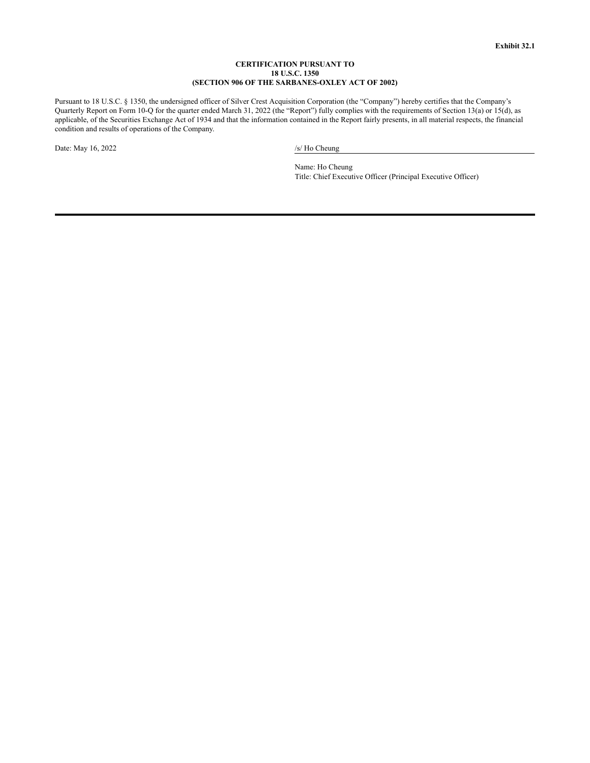**Exhibit 32.1**

**CERTIFICATION PURSUANT TO**
**18 U.S.C. 1350**
**(SECTION 906 OF THE SARBANES-OXLEY ACT OF 2002)**

Pursuant to 18 U.S.C. § 1350, the undersigned officer of Silver Crest Acquisition Corporation (the "Company") hereby certifies that the Company's Quarterly Report on Form 10-Q for the quarter ended March 31, 2022 (the "Report") fully complies with the requirements of Section 13(a) or 15(d), as applicable, of the Securities Exchange Act of 1934 and that the information contained in the Report fairly presents, in all material respects, the financial condition and results of operations of the Company.

Date: May 16, 2022

/s/ Ho Cheung

Name: Ho Cheung
Title: Chief Executive Officer (Principal Executive Officer)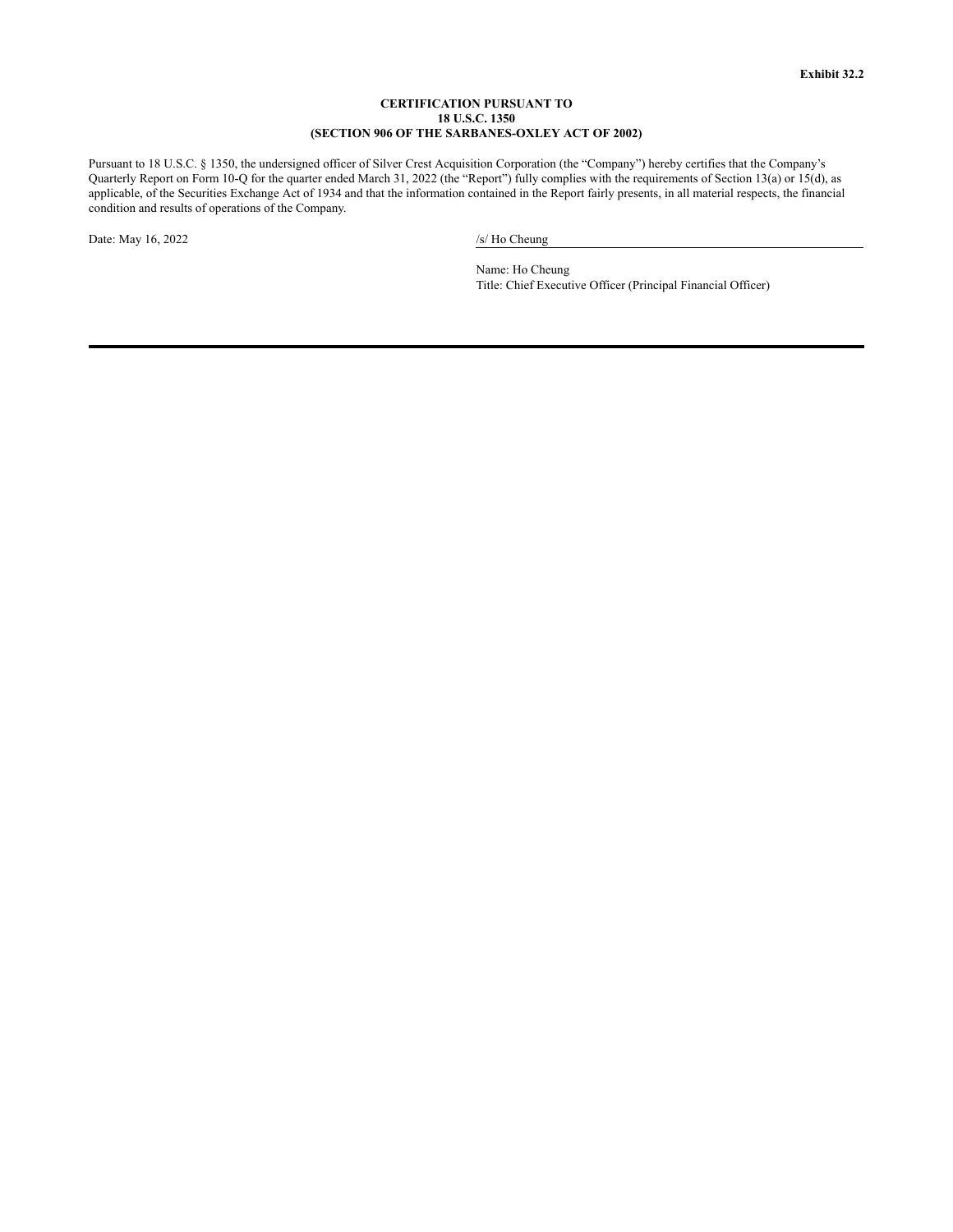**Exhibit 32.2**

**CERTIFICATION PURSUANT TO**
**18 U.S.C. 1350**
**(SECTION 906 OF THE SARBANES-OXLEY ACT OF 2002)**

Pursuant to 18 U.S.C. § 1350, the undersigned officer of Silver Crest Acquisition Corporation (the "Company") hereby certifies that the Company's Quarterly Report on Form 10-Q for the quarter ended March 31, 2022 (the "Report") fully complies with the requirements of Section 13(a) or 15(d), as applicable, of the Securities Exchange Act of 1934 and that the information contained in the Report fairly presents, in all material respects, the financial condition and results of operations of the Company.

Date: May 16, 2022

/s/ Ho Cheung

Name: Ho Cheung
Title: Chief Executive Officer (Principal Financial Officer)